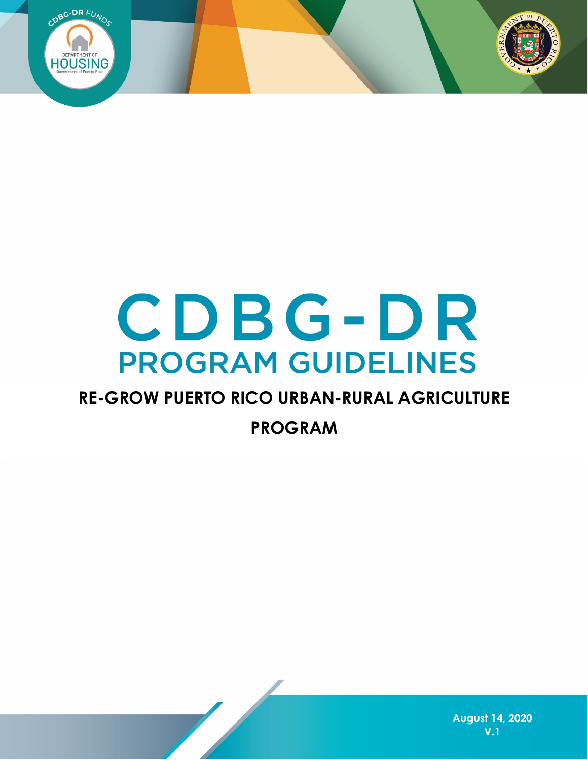# CDBG-DR PROGRAM GUIDELINES

## RE-GROW PUERTO RICO URBAN-RURAL AGRICULTURE PROGRAM

August 14, 2020

V.1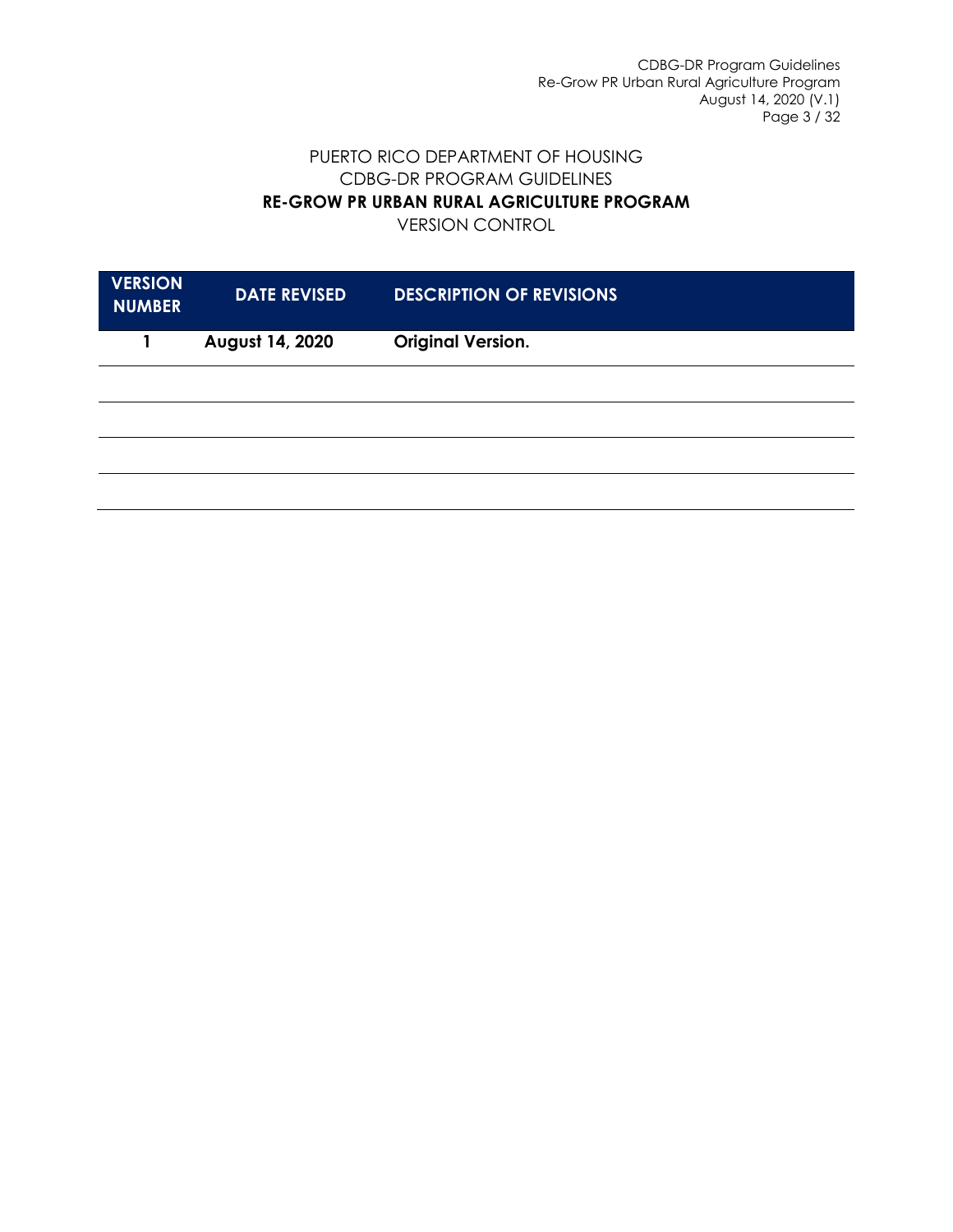PUERTO RICO DEPARTMENT OF HOUSING
CDBG-DR PROGRAM GUIDELINES
**RE-GROW PR URBAN RURAL AGRICULTURE PROGRAM**
VERSION CONTROL

| VERSION NUMBER | DATE REVISED | DESCRIPTION OF REVISIONS |
|---|---|---|
| 1 | August 14, 2020 | Original Version. |
| | | |
| | | |
| | | |
| | | |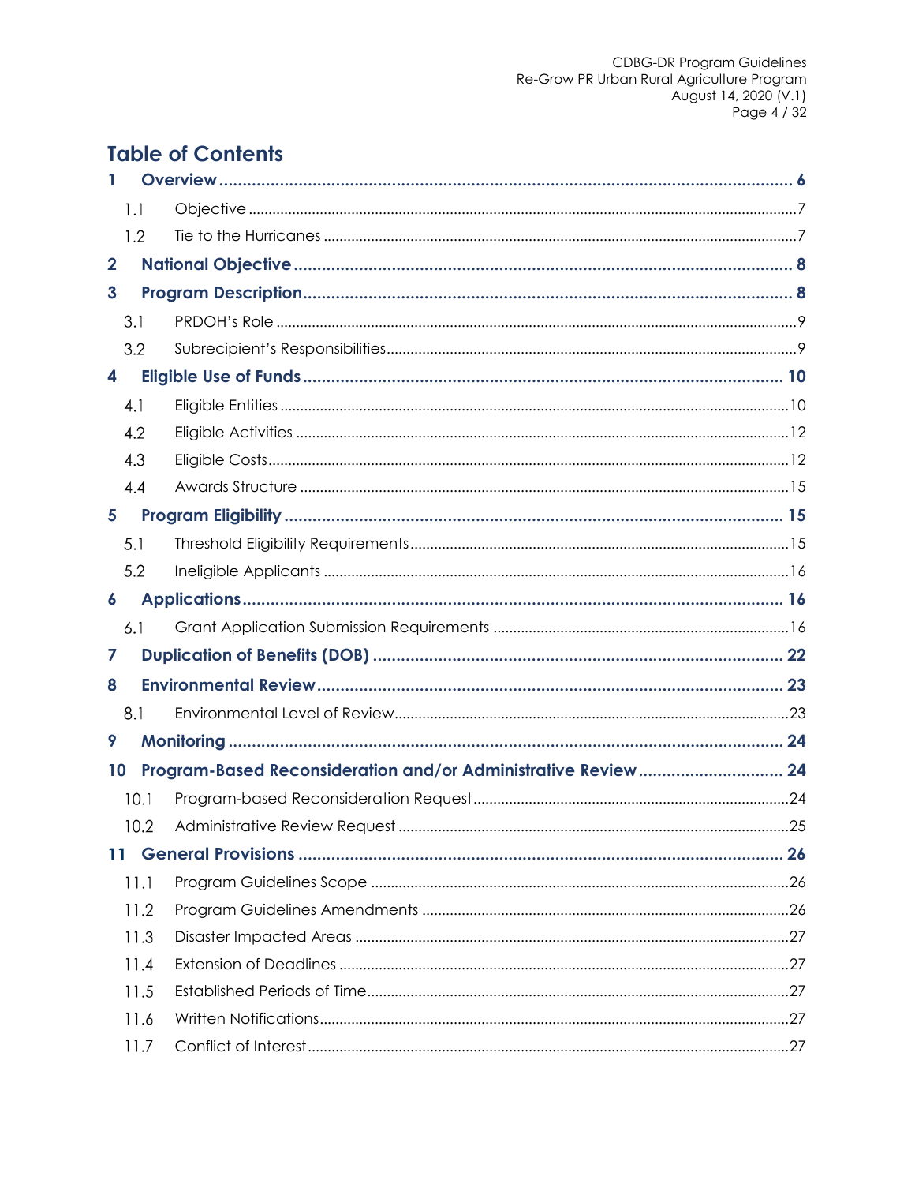# Table of Contents

**1 Overview ..... 6**

- 1.1 Objective ..... 7
- 1.2 Tie to the Hurricanes ..... 7

**2 National Objective ..... 8**

**3 Program Description ..... 8**

- 3.1 PRDOH's Role ..... 9
- 3.2 Subrecipient's Responsibilities ..... 9

**4 Eligible Use of Funds ..... 10**

- 4.1 Eligible Entities ..... 10
- 4.2 Eligible Activities ..... 12
- 4.3 Eligible Costs ..... 12
- 4.4 Awards Structure ..... 15

**5 Program Eligibility ..... 15**

- 5.1 Threshold Eligibility Requirements ..... 15
- 5.2 Ineligible Applicants ..... 16

**6 Applications ..... 16**

- 6.1 Grant Application Submission Requirements ..... 16

**7 Duplication of Benefits (DOB) ..... 22**

**8 Environmental Review ..... 23**

- 8.1 Environmental Level of Review ..... 23

**9 Monitoring ..... 24**

**10 Program-Based Reconsideration and/or Administrative Review ..... 24**

- 10.1 Program-based Reconsideration Request ..... 24
- 10.2 Administrative Review Request ..... 25

**11 General Provisions ..... 26**

- 11.1 Program Guidelines Scope ..... 26
- 11.2 Program Guidelines Amendments ..... 26
- 11.3 Disaster Impacted Areas ..... 27
- 11.4 Extension of Deadlines ..... 27
- 11.5 Established Periods of Time ..... 27
- 11.6 Written Notifications ..... 27
- 11.7 Conflict of Interest ..... 27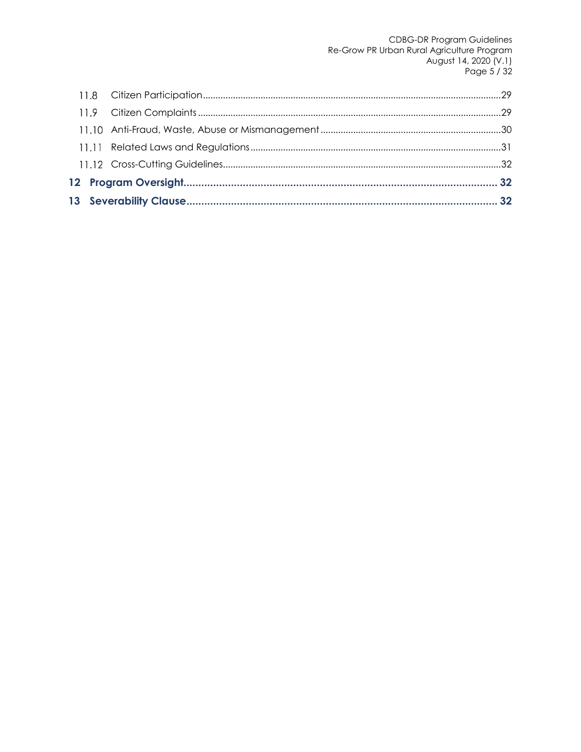11.8 Citizen Participation ..... 29

11.9 Citizen Complaints ..... 29

11.10 Anti-Fraud, Waste, Abuse or Mismanagement ..... 30

11.11 Related Laws and Regulations ..... 31

11.12 Cross-Cutting Guidelines ..... 32

**12 Program Oversight ..... 32**

**13 Severability Clause ..... 32**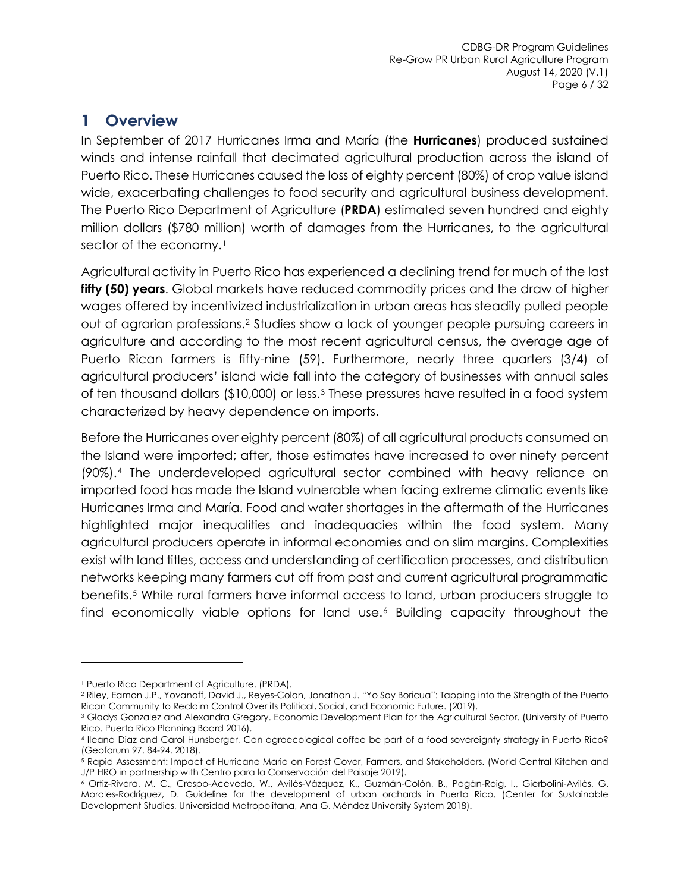# 1 Overview

In September of 2017 Hurricanes Irma and María (the **Hurricanes**) produced sustained winds and intense rainfall that decimated agricultural production across the island of Puerto Rico. These Hurricanes caused the loss of eighty percent (80%) of crop value island wide, exacerbating challenges to food security and agricultural business development. The Puerto Rico Department of Agriculture (**PRDA**) estimated seven hundred and eighty million dollars ($780 million) worth of damages from the Hurricanes, to the agricultural sector of the economy.[1]

Agricultural activity in Puerto Rico has experienced a declining trend for much of the last **fifty (50) years**. Global markets have reduced commodity prices and the draw of higher wages offered by incentivized industrialization in urban areas has steadily pulled people out of agrarian professions.[2] Studies show a lack of younger people pursuing careers in agriculture and according to the most recent agricultural census, the average age of Puerto Rican farmers is fifty-nine (59). Furthermore, nearly three quarters (3/4) of agricultural producers' island wide fall into the category of businesses with annual sales of ten thousand dollars ($10,000) or less.[3] These pressures have resulted in a food system characterized by heavy dependence on imports.

Before the Hurricanes over eighty percent (80%) of all agricultural products consumed on the Island were imported; after, those estimates have increased to over ninety percent (90%).[4] The underdeveloped agricultural sector combined with heavy reliance on imported food has made the Island vulnerable when facing extreme climatic events like Hurricanes Irma and María. Food and water shortages in the aftermath of the Hurricanes highlighted major inequalities and inadequacies within the food system. Many agricultural producers operate in informal economies and on slim margins. Complexities exist with land titles, access and understanding of certification processes, and distribution networks keeping many farmers cut off from past and current agricultural programmatic benefits.[5] While rural farmers have informal access to land, urban producers struggle to find economically viable options for land use.[6] Building capacity throughout the

---

[1] Puerto Rico Department of Agriculture. (PRDA).

[2] Riley, Eamon J.P., Yovanoff, David J., Reyes-Colon, Jonathan J. "Yo Soy Boricua": Tapping into the Strength of the Puerto Rican Community to Reclaim Control Over its Political, Social, and Economic Future. (2019).

[3] Gladys Gonzalez and Alexandra Gregory. Economic Development Plan for the Agricultural Sector. (University of Puerto Rico. Puerto Rico Planning Board 2016).

[4] Ileana Diaz and Carol Hunsberger, Can agroecological coffee be part of a food sovereignty strategy in Puerto Rico? (Geoforum 97. 84-94. 2018).

[5] Rapid Assessment: Impact of Hurricane Maria on Forest Cover, Farmers, and Stakeholders. (World Central Kitchen and J/P HRO in partnership with Centro para la Conservación del Paisaje 2019).

[6] Ortiz-Rivera, M. C., Crespo-Acevedo, W., Avilés-Vázquez, K., Guzmán-Colón, B., Pagán-Roig, I., Gierbolini-Avilés, G. Morales-Rodríguez, D. Guideline for the development of urban orchards in Puerto Rico. (Center for Sustainable Development Studies, Universidad Metropolitana, Ana G. Méndez University System 2018).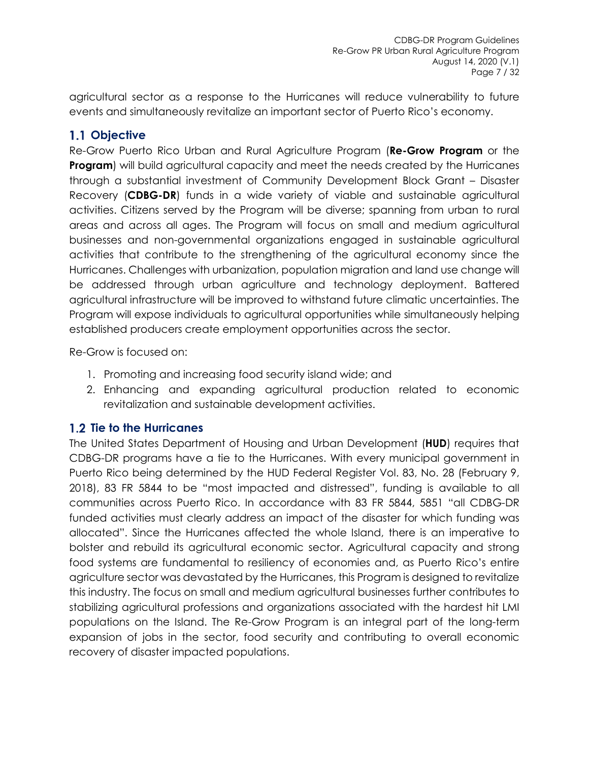agricultural sector as a response to the Hurricanes will reduce vulnerability to future events and simultaneously revitalize an important sector of Puerto Rico's economy.

## 1.1 Objective

Re-Grow Puerto Rico Urban and Rural Agriculture Program (**Re-Grow Program** or the **Program**) will build agricultural capacity and meet the needs created by the Hurricanes through a substantial investment of Community Development Block Grant – Disaster Recovery (**CDBG-DR**) funds in a wide variety of viable and sustainable agricultural activities. Citizens served by the Program will be diverse; spanning from urban to rural areas and across all ages. The Program will focus on small and medium agricultural businesses and non-governmental organizations engaged in sustainable agricultural activities that contribute to the strengthening of the agricultural economy since the Hurricanes. Challenges with urbanization, population migration and land use change will be addressed through urban agriculture and technology deployment. Battered agricultural infrastructure will be improved to withstand future climatic uncertainties. The Program will expose individuals to agricultural opportunities while simultaneously helping established producers create employment opportunities across the sector.

Re-Grow is focused on:

1. Promoting and increasing food security island wide; and
2. Enhancing and expanding agricultural production related to economic revitalization and sustainable development activities.

## 1.2 Tie to the Hurricanes

The United States Department of Housing and Urban Development (**HUD**) requires that CDBG-DR programs have a tie to the Hurricanes. With every municipal government in Puerto Rico being determined by the HUD Federal Register Vol. 83, No. 28 (February 9, 2018), 83 FR 5844 to be "most impacted and distressed", funding is available to all communities across Puerto Rico. In accordance with 83 FR 5844, 5851 "all CDBG-DR funded activities must clearly address an impact of the disaster for which funding was allocated". Since the Hurricanes affected the whole Island, there is an imperative to bolster and rebuild its agricultural economic sector. Agricultural capacity and strong food systems are fundamental to resiliency of economies and, as Puerto Rico's entire agriculture sector was devastated by the Hurricanes, this Program is designed to revitalize this industry. The focus on small and medium agricultural businesses further contributes to stabilizing agricultural professions and organizations associated with the hardest hit LMI populations on the Island. The Re-Grow Program is an integral part of the long-term expansion of jobs in the sector, food security and contributing to overall economic recovery of disaster impacted populations.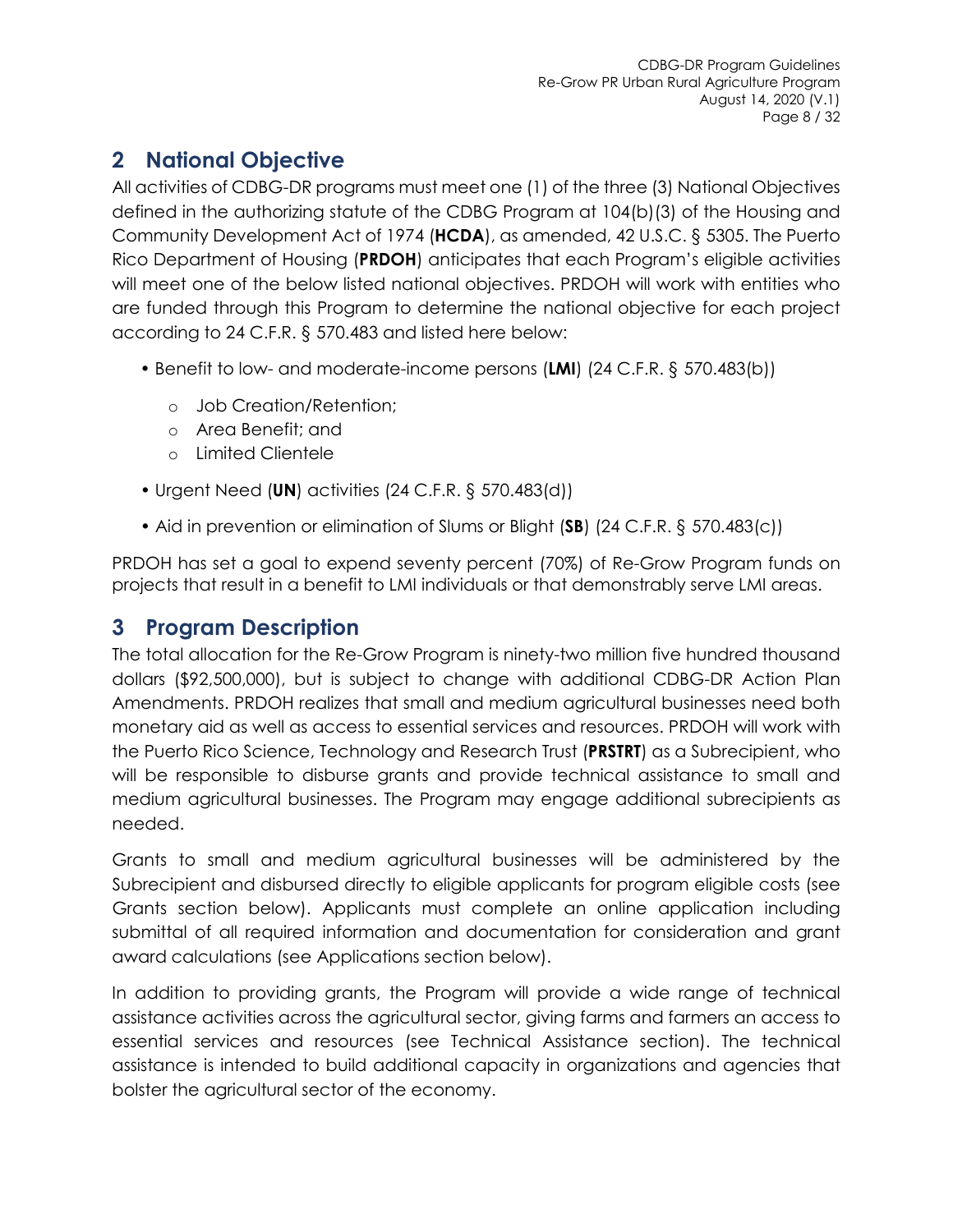# 2 National Objective

All activities of CDBG-DR programs must meet one (1) of the three (3) National Objectives defined in the authorizing statute of the CDBG Program at 104(b)(3) of the Housing and Community Development Act of 1974 (**HCDA**), as amended, 42 U.S.C. § 5305. The Puerto Rico Department of Housing (**PRDOH**) anticipates that each Program's eligible activities will meet one of the below listed national objectives. PRDOH will work with entities who are funded through this Program to determine the national objective for each project according to 24 C.F.R. § 570.483 and listed here below:

- Benefit to low- and moderate-income persons (**LMI**) (24 C.F.R. § 570.483(b))
  - Job Creation/Retention;
  - Area Benefit; and
  - Limited Clientele
- Urgent Need (**UN**) activities (24 C.F.R. § 570.483(d))
- Aid in prevention or elimination of Slums or Blight (**SB**) (24 C.F.R. § 570.483(c))

PRDOH has set a goal to expend seventy percent (70%) of Re-Grow Program funds on projects that result in a benefit to LMI individuals or that demonstrably serve LMI areas.

# 3 Program Description

The total allocation for the Re-Grow Program is ninety-two million five hundred thousand dollars ($92,500,000), but is subject to change with additional CDBG-DR Action Plan Amendments. PRDOH realizes that small and medium agricultural businesses need both monetary aid as well as access to essential services and resources. PRDOH will work with the Puerto Rico Science, Technology and Research Trust (**PRSTRT**) as a Subrecipient, who will be responsible to disburse grants and provide technical assistance to small and medium agricultural businesses. The Program may engage additional subrecipients as needed.

Grants to small and medium agricultural businesses will be administered by the Subrecipient and disbursed directly to eligible applicants for program eligible costs (see Grants section below). Applicants must complete an online application including submittal of all required information and documentation for consideration and grant award calculations (see Applications section below).

In addition to providing grants, the Program will provide a wide range of technical assistance activities across the agricultural sector, giving farms and farmers an access to essential services and resources (see Technical Assistance section). The technical assistance is intended to build additional capacity in organizations and agencies that bolster the agricultural sector of the economy.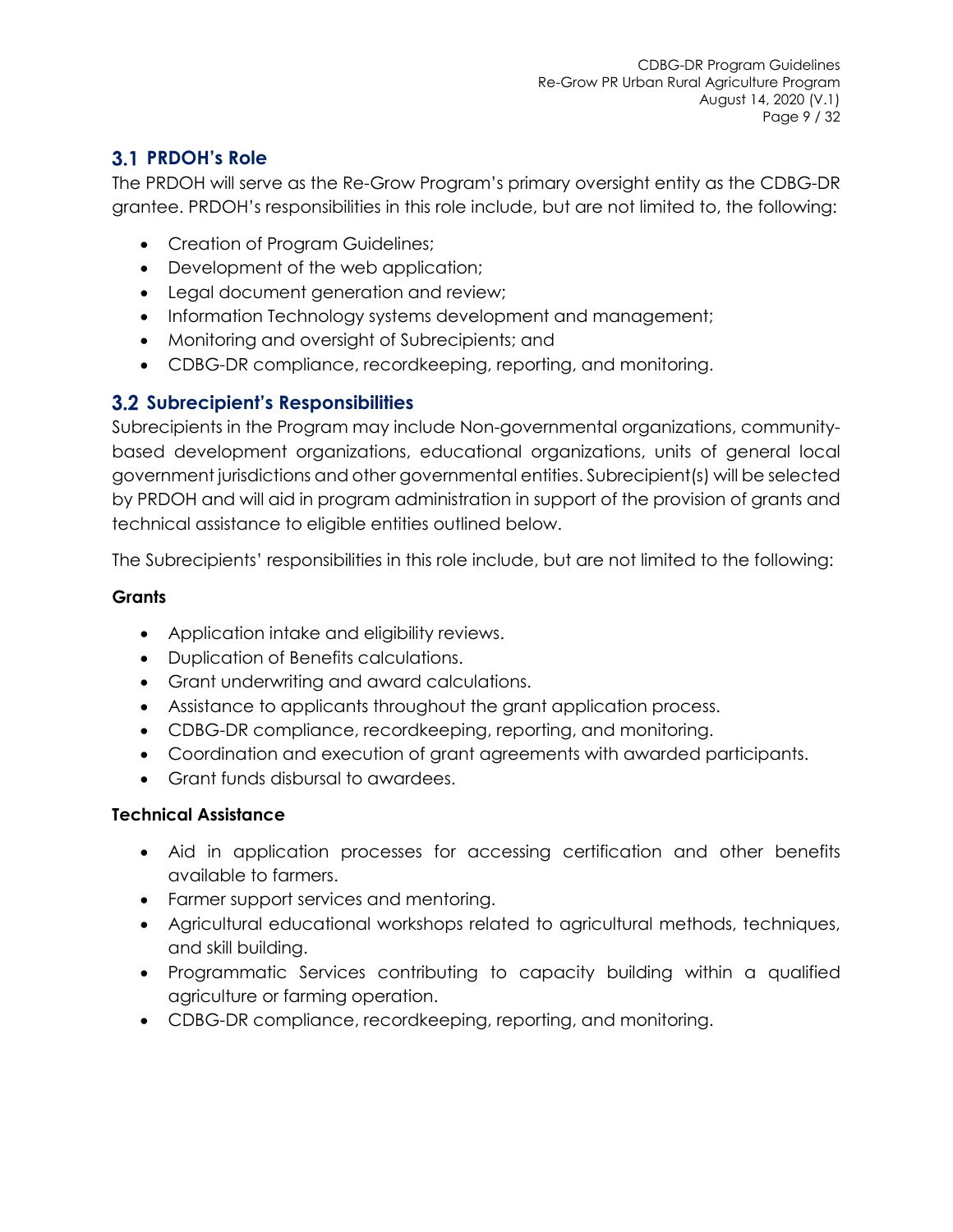## 3.1 PRDOH's Role

The PRDOH will serve as the Re-Grow Program's primary oversight entity as the CDBG-DR grantee. PRDOH's responsibilities in this role include, but are not limited to, the following:

- Creation of Program Guidelines;
- Development of the web application;
- Legal document generation and review;
- Information Technology systems development and management;
- Monitoring and oversight of Subrecipients; and
- CDBG-DR compliance, recordkeeping, reporting, and monitoring.

## 3.2 Subrecipient's Responsibilities

Subrecipients in the Program may include Non-governmental organizations, community-based development organizations, educational organizations, units of general local government jurisdictions and other governmental entities. Subrecipient(s) will be selected by PRDOH and will aid in program administration in support of the provision of grants and technical assistance to eligible entities outlined below.

The Subrecipients' responsibilities in this role include, but are not limited to the following:

**Grants**

- Application intake and eligibility reviews.
- Duplication of Benefits calculations.
- Grant underwriting and award calculations.
- Assistance to applicants throughout the grant application process.
- CDBG-DR compliance, recordkeeping, reporting, and monitoring.
- Coordination and execution of grant agreements with awarded participants.
- Grant funds disbursal to awardees.

**Technical Assistance**

- Aid in application processes for accessing certification and other benefits available to farmers.
- Farmer support services and mentoring.
- Agricultural educational workshops related to agricultural methods, techniques, and skill building.
- Programmatic Services contributing to capacity building within a qualified agriculture or farming operation.
- CDBG-DR compliance, recordkeeping, reporting, and monitoring.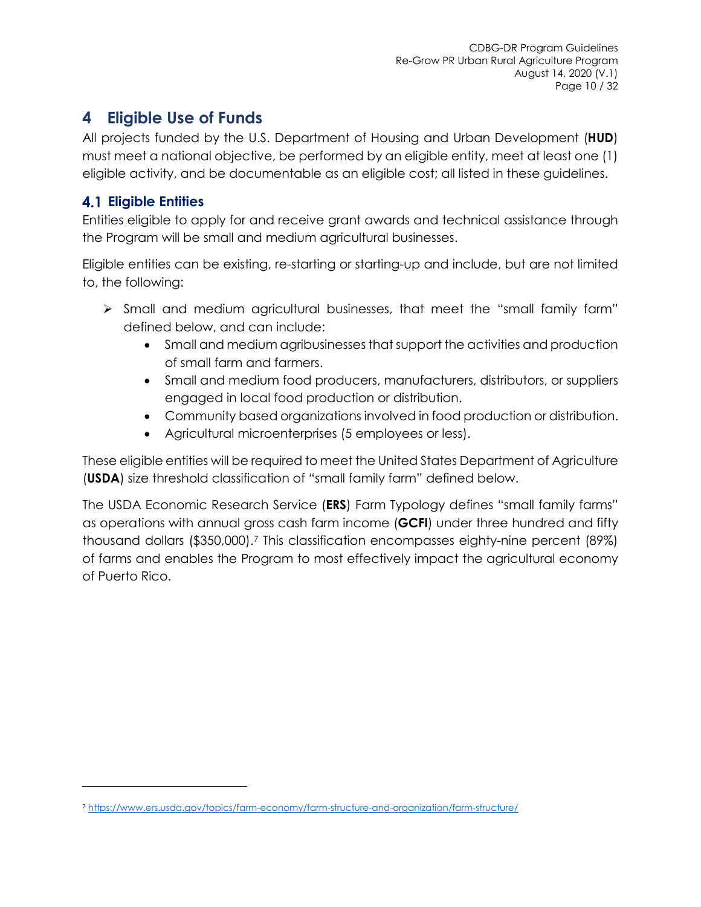# 4 Eligible Use of Funds

All projects funded by the U.S. Department of Housing and Urban Development (**HUD**) must meet a national objective, be performed by an eligible entity, meet at least one (1) eligible activity, and be documentable as an eligible cost; all listed in these guidelines.

## 4.1 Eligible Entities

Entities eligible to apply for and receive grant awards and technical assistance through the Program will be small and medium agricultural businesses.

Eligible entities can be existing, re-starting or starting-up and include, but are not limited to, the following:

- Small and medium agricultural businesses, that meet the "small family farm" defined below, and can include:
  - Small and medium agribusinesses that support the activities and production of small farm and farmers.
  - Small and medium food producers, manufacturers, distributors, or suppliers engaged in local food production or distribution.
  - Community based organizations involved in food production or distribution.
  - Agricultural microenterprises (5 employees or less).

These eligible entities will be required to meet the United States Department of Agriculture (**USDA**) size threshold classification of "small family farm" defined below.

The USDA Economic Research Service (**ERS**) Farm Typology defines "small family farms" as operations with annual gross cash farm income (**GCFI**) under three hundred and fifty thousand dollars ($350,000).[7] This classification encompasses eighty-nine percent (89%) of farms and enables the Program to most effectively impact the agricultural economy of Puerto Rico.

[7] https://www.ers.usda.gov/topics/farm-economy/farm-structure-and-organization/farm-structure/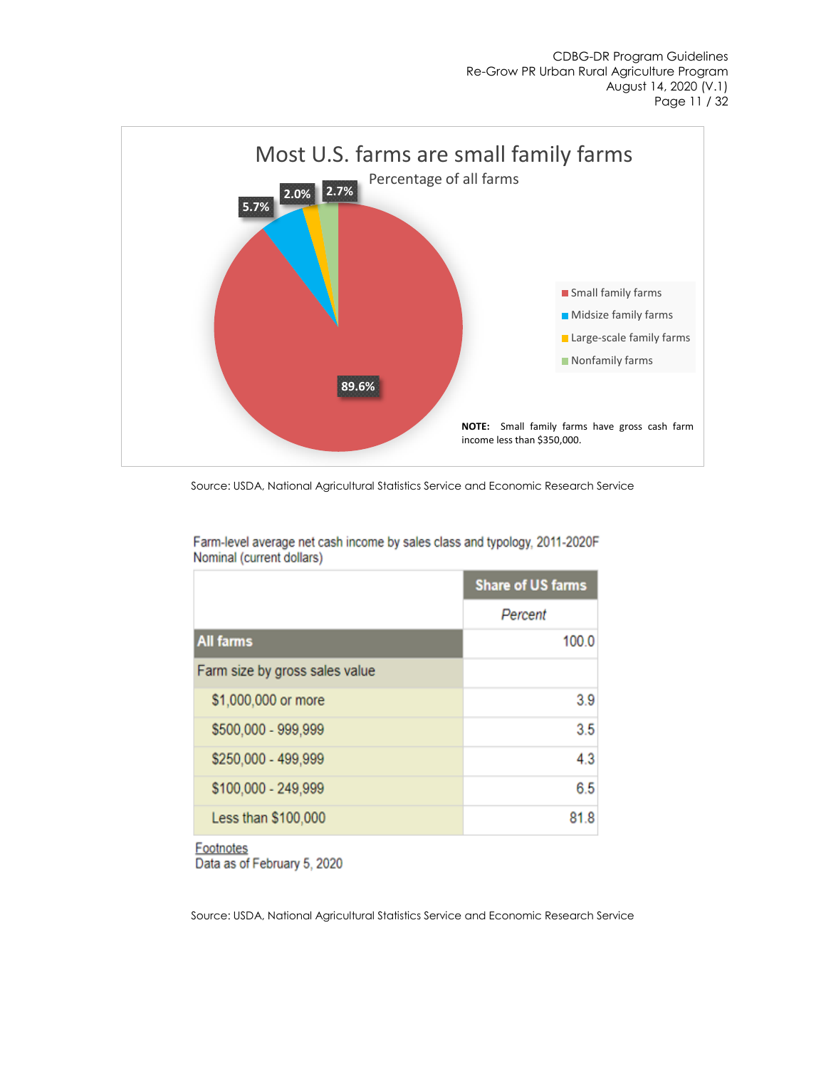**Most U.S. farms are small family farms**

Percentage of all farms

- Small family farms: 89.6%
- Midsize family farms: 5.7%
- Large-scale family farms: 2.0%
- Nonfamily farms: 2.7%

**NOTE:** Small family farms have gross cash farm income less than $350,000.

Source: USDA, National Agricultural Statistics Service and Economic Research Service

Farm-level average net cash income by sales class and typology, 2011-2020F
Nominal (current dollars)

| | Share of US farms |
|---|---|
| | *Percent* |
| **All farms** | 100.0 |
| Farm size by gross sales value | |
| $1,000,000 or more | 3.9 |
| $500,000 - 999,999 | 3.5 |
| $250,000 - 499,999 | 4.3 |
| $100,000 - 249,999 | 6.5 |
| Less than $100,000 | 81.8 |

Footnotes
Data as of February 5, 2020

Source: USDA, National Agricultural Statistics Service and Economic Research Service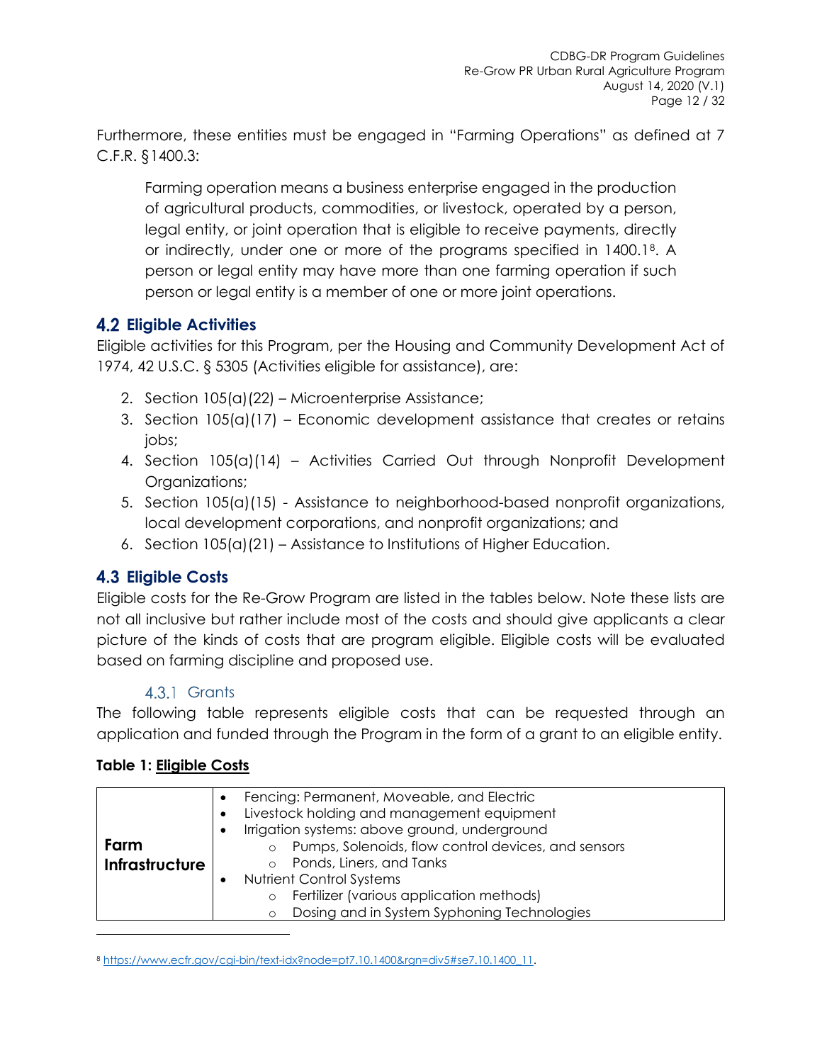Furthermore, these entities must be engaged in "Farming Operations" as defined at 7 C.F.R. §1400.3:

> Farming operation means a business enterprise engaged in the production of agricultural products, commodities, or livestock, operated by a person, legal entity, or joint operation that is eligible to receive payments, directly or indirectly, under one or more of the programs specified in 1400.1[8]. A person or legal entity may have more than one farming operation if such person or legal entity is a member of one or more joint operations.

## 4.2 Eligible Activities

Eligible activities for this Program, per the Housing and Community Development Act of 1974, 42 U.S.C. § 5305 (Activities eligible for assistance), are:

2. Section 105(a)(22) – Microenterprise Assistance;
3. Section 105(a)(17) – Economic development assistance that creates or retains jobs;
4. Section 105(a)(14) – Activities Carried Out through Nonprofit Development Organizations;
5. Section 105(a)(15) - Assistance to neighborhood-based nonprofit organizations, local development corporations, and nonprofit organizations; and
6. Section 105(a)(21) – Assistance to Institutions of Higher Education.

## 4.3 Eligible Costs

Eligible costs for the Re-Grow Program are listed in the tables below. Note these lists are not all inclusive but rather include most of the costs and should give applicants a clear picture of the kinds of costs that are program eligible. Eligible costs will be evaluated based on farming discipline and proposed use.

### 4.3.1 Grants

The following table represents eligible costs that can be requested through an application and funded through the Program in the form of a grant to an eligible entity.

**Table 1: Eligible Costs**

| | |
|---|---|
| **Farm Infrastructure** | • Fencing: Permanent, Moveable, and Electric<br>• Livestock holding and management equipment<br>• Irrigation systems: above ground, underground<br>  ○ Pumps, Solenoids, flow control devices, and sensors<br>  ○ Ponds, Liners, and Tanks<br>• Nutrient Control Systems<br>  ○ Fertilizer (various application methods)<br>  ○ Dosing and in System Syphoning Technologies |

[8] https://www.ecfr.gov/cgi-bin/text-idx?node=pt7.10.1400&rgn=div5#se7.10.1400_11.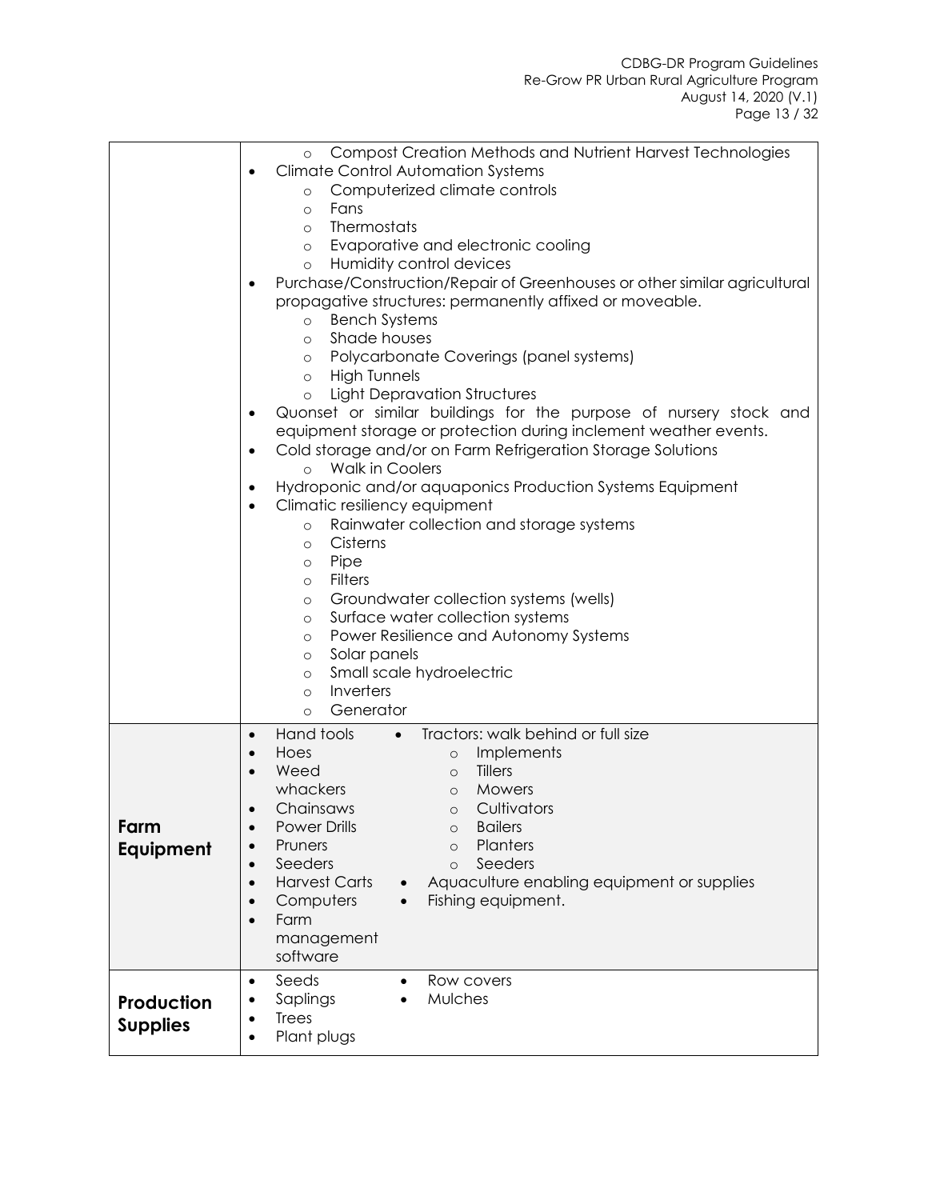| | |
|---|---|
| | ◦ Compost Creation Methods and Nutrient Harvest Technologies<br>• Climate Control Automation Systems<br>◦ Computerized climate controls<br>◦ Fans<br>◦ Thermostats<br>◦ Evaporative and electronic cooling<br>◦ Humidity control devices<br>• Purchase/Construction/Repair of Greenhouses or other similar agricultural propagative structures: permanently affixed or moveable.<br>◦ Bench Systems<br>◦ Shade houses<br>◦ Polycarbonate Coverings (panel systems)<br>◦ High Tunnels<br>◦ Light Depravation Structures<br>• Quonset or similar buildings for the purpose of nursery stock and equipment storage or protection during inclement weather events.<br>• Cold storage and/or on Farm Refrigeration Storage Solutions<br>◦ Walk in Coolers<br>• Hydroponic and/or aquaponics Production Systems Equipment<br>• Climatic resiliency equipment<br>◦ Rainwater collection and storage systems<br>◦ Cisterns<br>◦ Pipe<br>◦ Filters<br>◦ Groundwater collection systems (wells)<br>◦ Surface water collection systems<br>◦ Power Resilience and Autonomy Systems<br>◦ Solar panels<br>◦ Small scale hydroelectric<br>◦ Inverters<br>◦ Generator |
| **Farm Equipment** | • Hand tools<br>• Hoes<br>• Weed whackers<br>• Chainsaws<br>• Power Drills<br>• Pruners<br>• Seeders<br>• Harvest Carts<br>• Computers<br>• Farm management software<br>• Tractors: walk behind or full size<br>◦ Implements<br>◦ Tillers<br>◦ Mowers<br>◦ Cultivators<br>◦ Bailers<br>◦ Planters<br>◦ Seeders<br>• Aquaculture enabling equipment or supplies<br>• Fishing equipment. |
| **Production Supplies** | • Seeds<br>• Saplings<br>• Trees<br>• Plant plugs<br>• Row covers<br>• Mulches |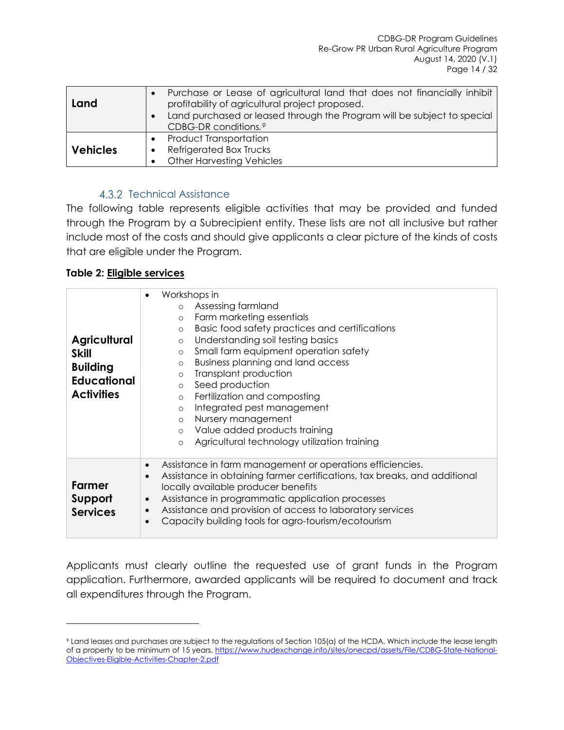| Land | • Purchase or Lease of agricultural land that does not financially inhibit profitability of agricultural project proposed.<br>• Land purchased or leased through the Program will be subject to special CDBG-DR conditions.[9] |
|---|---|
| Vehicles | • Product Transportation<br>• Refrigerated Box Trucks<br>• Other Harvesting Vehicles |

### 4.3.2 Technical Assistance

The following table represents eligible activities that may be provided and funded through the Program by a Subrecipient entity. These lists are not all inclusive but rather include most of the costs and should give applicants a clear picture of the kinds of costs that are eligible under the Program.

**Table 2: Eligible services**

| Agricultural Skill Building Educational Activities | • Workshops in<br>  ○ Assessing farmland<br>  ○ Farm marketing essentials<br>  ○ Basic food safety practices and certifications<br>  ○ Understanding soil testing basics<br>  ○ Small farm equipment operation safety<br>  ○ Business planning and land access<br>  ○ Transplant production<br>  ○ Seed production<br>  ○ Fertilization and composting<br>  ○ Integrated pest management<br>  ○ Nursery management<br>  ○ Value added products training<br>  ○ Agricultural technology utilization training |
|---|---|
| Farmer Support Services | • Assistance in farm management or operations efficiencies.<br>• Assistance in obtaining farmer certifications, tax breaks, and additional locally available producer benefits<br>• Assistance in programmatic application processes<br>• Assistance and provision of access to laboratory services<br>• Capacity building tools for agro-tourism/ecotourism |

Applicants must clearly outline the requested use of grant funds in the Program application. Furthermore, awarded applicants will be required to document and track all expenditures through the Program.

---

[9] Land leases and purchases are subject to the regulations of Section 105(a) of the HCDA. Which include the lease length of a property to be minimum of 15 years. https://www.hudexchange.info/sites/onecpd/assets/File/CDBG-State-National-Objectives-Eligible-Activities-Chapter-2.pdf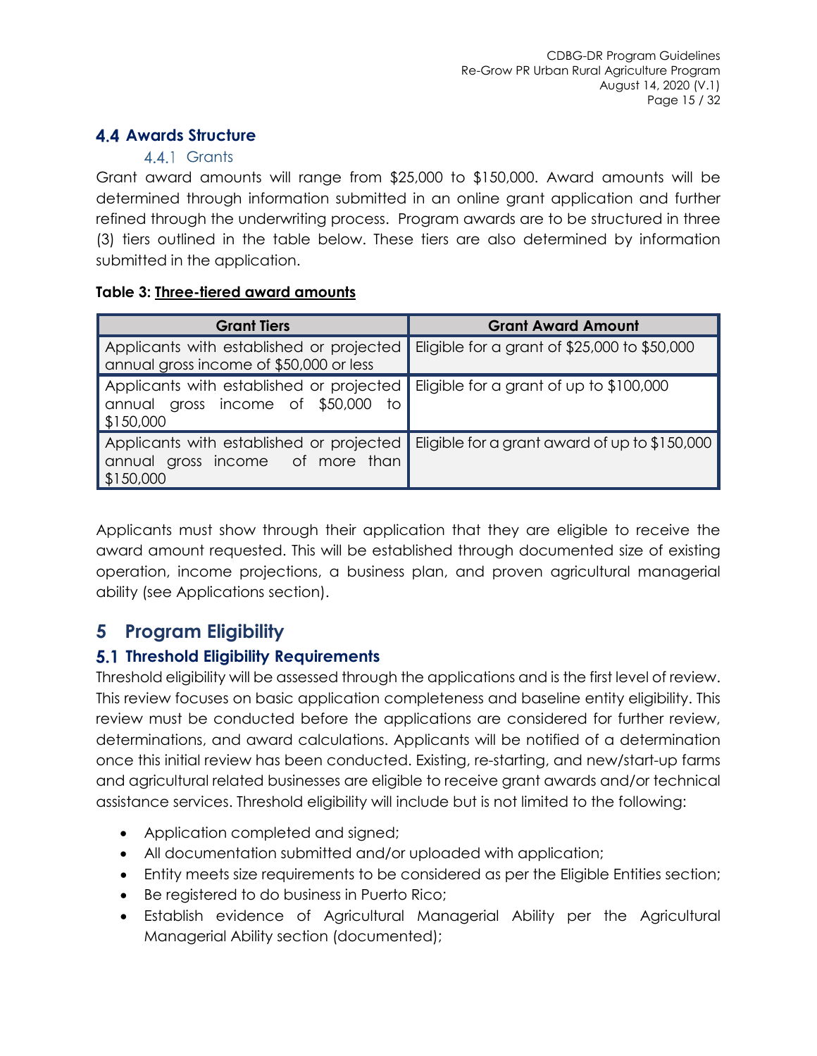## 4.4 Awards Structure

### 4.4.1 Grants

Grant award amounts will range from $25,000 to $150,000. Award amounts will be determined through information submitted in an online grant application and further refined through the underwriting process. Program awards are to be structured in three (3) tiers outlined in the table below. These tiers are also determined by information submitted in the application.

**Table 3: Three-tiered award amounts**

| Grant Tiers | Grant Award Amount |
| --- | --- |
| Applicants with established or projected annual gross income of $50,000 or less | Eligible for a grant of $25,000 to $50,000 |
| Applicants with established or projected annual gross income of $50,000 to $150,000 | Eligible for a grant of up to $100,000 |
| Applicants with established or projected annual gross income of more than $150,000 | Eligible for a grant award of up to $150,000 |

Applicants must show through their application that they are eligible to receive the award amount requested. This will be established through documented size of existing operation, income projections, a business plan, and proven agricultural managerial ability (see Applications section).

# 5 Program Eligibility

## 5.1 Threshold Eligibility Requirements

Threshold eligibility will be assessed through the applications and is the first level of review. This review focuses on basic application completeness and baseline entity eligibility. This review must be conducted before the applications are considered for further review, determinations, and award calculations. Applicants will be notified of a determination once this initial review has been conducted. Existing, re-starting, and new/start-up farms and agricultural related businesses are eligible to receive grant awards and/or technical assistance services. Threshold eligibility will include but is not limited to the following:

- Application completed and signed;
- All documentation submitted and/or uploaded with application;
- Entity meets size requirements to be considered as per the Eligible Entities section;
- Be registered to do business in Puerto Rico;
- Establish evidence of Agricultural Managerial Ability per the Agricultural Managerial Ability section (documented);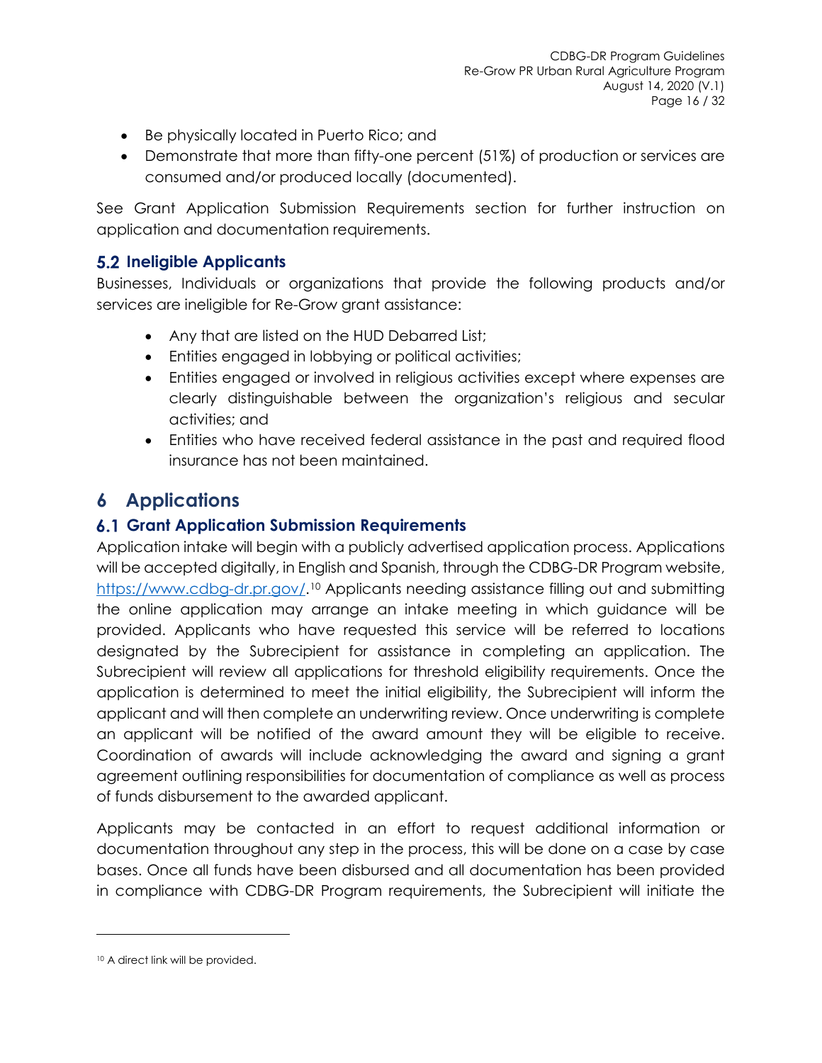- Be physically located in Puerto Rico; and
- Demonstrate that more than fifty-one percent (51%) of production or services are consumed and/or produced locally (documented).

See Grant Application Submission Requirements section for further instruction on application and documentation requirements.

### 5.2 Ineligible Applicants

Businesses, Individuals or organizations that provide the following products and/or services are ineligible for Re-Grow grant assistance:

- Any that are listed on the HUD Debarred List;
- Entities engaged in lobbying or political activities;
- Entities engaged or involved in religious activities except where expenses are clearly distinguishable between the organization's religious and secular activities; and
- Entities who have received federal assistance in the past and required flood insurance has not been maintained.

## 6 Applications

### 6.1 Grant Application Submission Requirements

Application intake will begin with a publicly advertised application process. Applications will be accepted digitally, in English and Spanish, through the CDBG-DR Program website, https://www.cdbg-dr.pr.gov/.[10] Applicants needing assistance filling out and submitting the online application may arrange an intake meeting in which guidance will be provided. Applicants who have requested this service will be referred to locations designated by the Subrecipient for assistance in completing an application. The Subrecipient will review all applications for threshold eligibility requirements. Once the application is determined to meet the initial eligibility, the Subrecipient will inform the applicant and will then complete an underwriting review. Once underwriting is complete an applicant will be notified of the award amount they will be eligible to receive. Coordination of awards will include acknowledging the award and signing a grant agreement outlining responsibilities for documentation of compliance as well as process of funds disbursement to the awarded applicant.

Applicants may be contacted in an effort to request additional information or documentation throughout any step in the process, this will be done on a case by case bases. Once all funds have been disbursed and all documentation has been provided in compliance with CDBG-DR Program requirements, the Subrecipient will initiate the

[10] A direct link will be provided.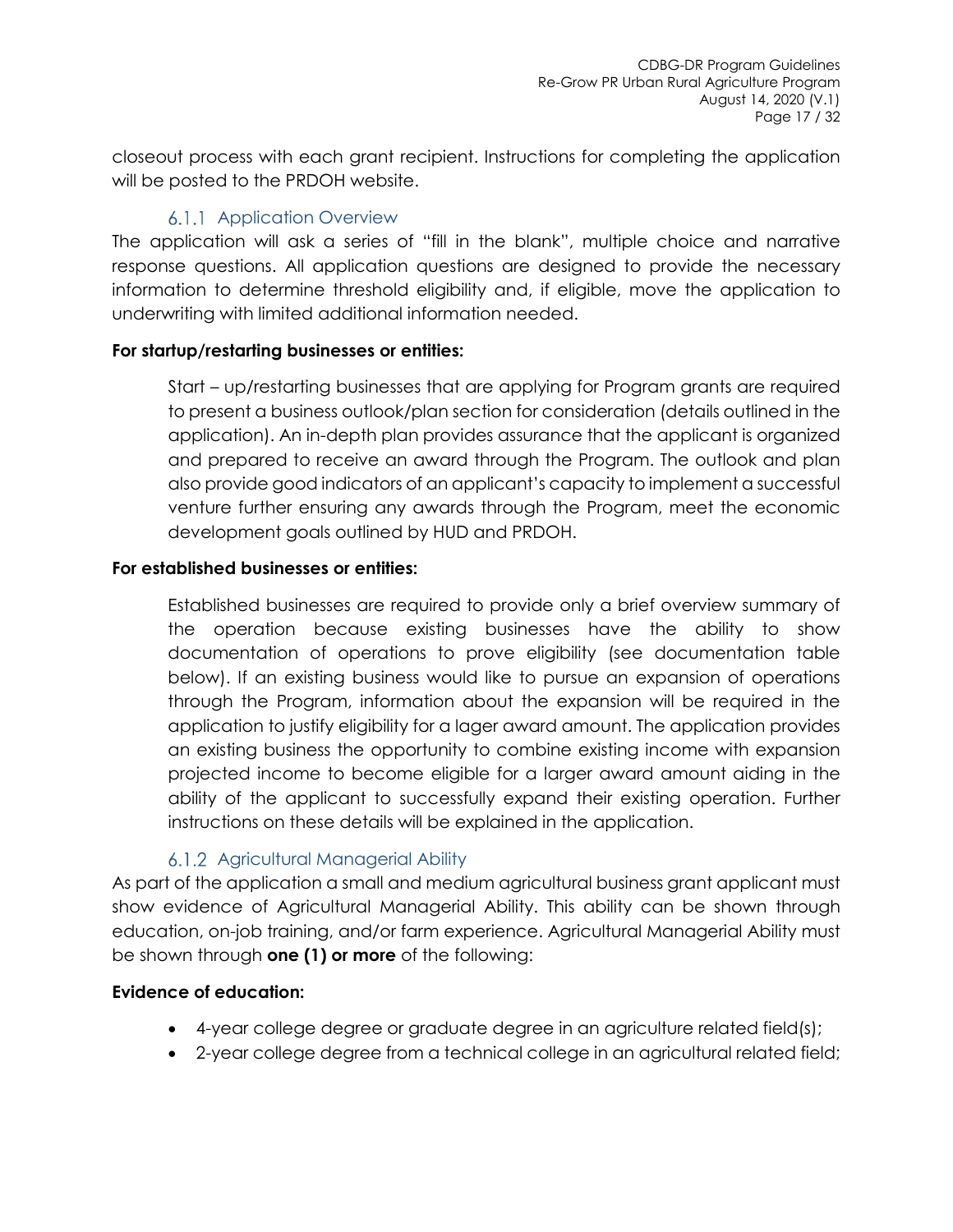closeout process with each grant recipient. Instructions for completing the application will be posted to the PRDOH website.

### 6.1.1 Application Overview

The application will ask a series of "fill in the blank", multiple choice and narrative response questions. All application questions are designed to provide the necessary information to determine threshold eligibility and, if eligible, move the application to underwriting with limited additional information needed.

**For startup/restarting businesses or entities:**

Start – up/restarting businesses that are applying for Program grants are required to present a business outlook/plan section for consideration (details outlined in the application). An in-depth plan provides assurance that the applicant is organized and prepared to receive an award through the Program. The outlook and plan also provide good indicators of an applicant's capacity to implement a successful venture further ensuring any awards through the Program, meet the economic development goals outlined by HUD and PRDOH.

**For established businesses or entities:**

Established businesses are required to provide only a brief overview summary of the operation because existing businesses have the ability to show documentation of operations to prove eligibility (see documentation table below). If an existing business would like to pursue an expansion of operations through the Program, information about the expansion will be required in the application to justify eligibility for a lager award amount. The application provides an existing business the opportunity to combine existing income with expansion projected income to become eligible for a larger award amount aiding in the ability of the applicant to successfully expand their existing operation. Further instructions on these details will be explained in the application.

### 6.1.2 Agricultural Managerial Ability

As part of the application a small and medium agricultural business grant applicant must show evidence of Agricultural Managerial Ability. This ability can be shown through education, on-job training, and/or farm experience. Agricultural Managerial Ability must be shown through **one (1) or more** of the following:

**Evidence of education:**

- 4-year college degree or graduate degree in an agriculture related field(s);
- 2-year college degree from a technical college in an agricultural related field;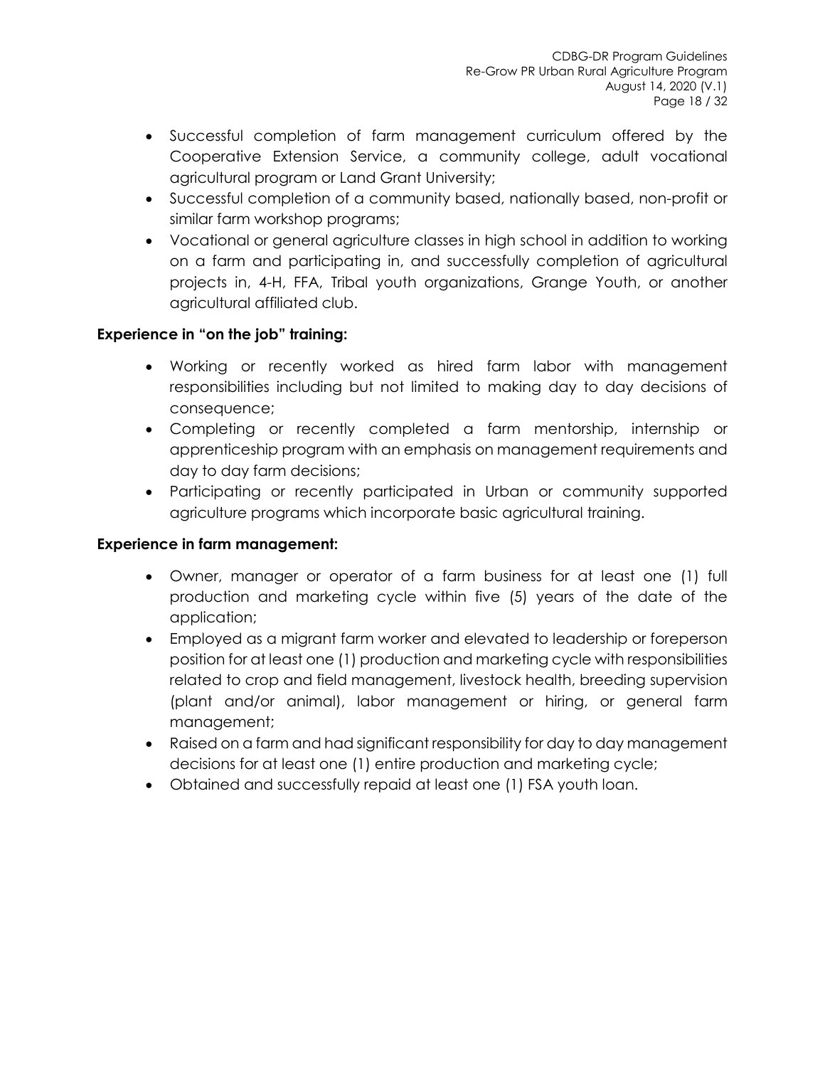- Successful completion of farm management curriculum offered by the Cooperative Extension Service, a community college, adult vocational agricultural program or Land Grant University;
- Successful completion of a community based, nationally based, non-profit or similar farm workshop programs;
- Vocational or general agriculture classes in high school in addition to working on a farm and participating in, and successfully completion of agricultural projects in, 4-H, FFA, Tribal youth organizations, Grange Youth, or another agricultural affiliated club.

**Experience in "on the job" training:**

- Working or recently worked as hired farm labor with management responsibilities including but not limited to making day to day decisions of consequence;
- Completing or recently completed a farm mentorship, internship or apprenticeship program with an emphasis on management requirements and day to day farm decisions;
- Participating or recently participated in Urban or community supported agriculture programs which incorporate basic agricultural training.

**Experience in farm management:**

- Owner, manager or operator of a farm business for at least one (1) full production and marketing cycle within five (5) years of the date of the application;
- Employed as a migrant farm worker and elevated to leadership or foreperson position for at least one (1) production and marketing cycle with responsibilities related to crop and field management, livestock health, breeding supervision (plant and/or animal), labor management or hiring, or general farm management;
- Raised on a farm and had significant responsibility for day to day management decisions for at least one (1) entire production and marketing cycle;
- Obtained and successfully repaid at least one (1) FSA youth loan.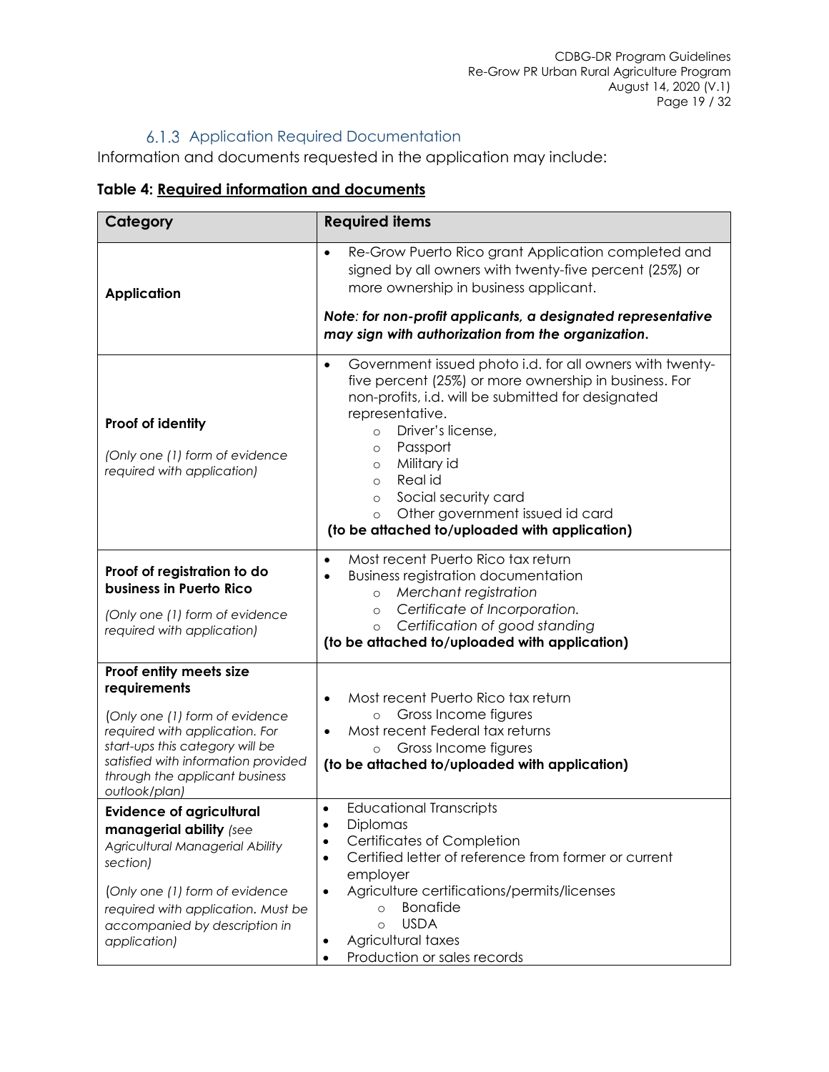### 6.1.3 Application Required Documentation

Information and documents requested in the application may include:

**Table 4: Required information and documents**

| Category | Required items |
|---|---|
| **Application** | • Re-Grow Puerto Rico grant Application completed and signed by all owners with twenty-five percent (25%) or more ownership in business applicant.<br>***Note: for non-profit applicants, a designated representative may sign with authorization from the organization.*** |
| **Proof of identity**<br>*(Only one (1) form of evidence required with application)* | • Government issued photo i.d. for all owners with twenty-five percent (25%) or more ownership in business. For non-profits, i.d. will be submitted for designated representative.<br>  ○ Driver's license,<br>  ○ Passport<br>  ○ Military id<br>  ○ Real id<br>  ○ Social security card<br>  ○ Other government issued id card<br>**(to be attached to/uploaded with application)** |
| **Proof of registration to do business in Puerto Rico**<br>*(Only one (1) form of evidence required with application)* | • Most recent Puerto Rico tax return<br>• Business registration documentation<br>  ○ *Merchant registration*<br>  ○ *Certificate of Incorporation.*<br>  ○ *Certification of good standing*<br>**(to be attached to/uploaded with application)** |
| **Proof entity meets size requirements**<br>*(Only one (1) form of evidence required with application. For start-ups this category will be satisfied with information provided through the applicant business outlook/plan)* | • Most recent Puerto Rico tax return<br>  ○ Gross Income figures<br>• Most recent Federal tax returns<br>  ○ Gross Income figures<br>**(to be attached to/uploaded with application)** |
| **Evidence of agricultural managerial ability** *(see Agricultural Managerial Ability section)*<br>*(Only one (1) form of evidence required with application. Must be accompanied by description in application)* | • Educational Transcripts<br>• Diplomas<br>• Certificates of Completion<br>• Certified letter of reference from former or current employer<br>• Agriculture certifications/permits/licenses<br>  ○ Bonafide<br>  ○ USDA<br>• Agricultural taxes<br>• Production or sales records |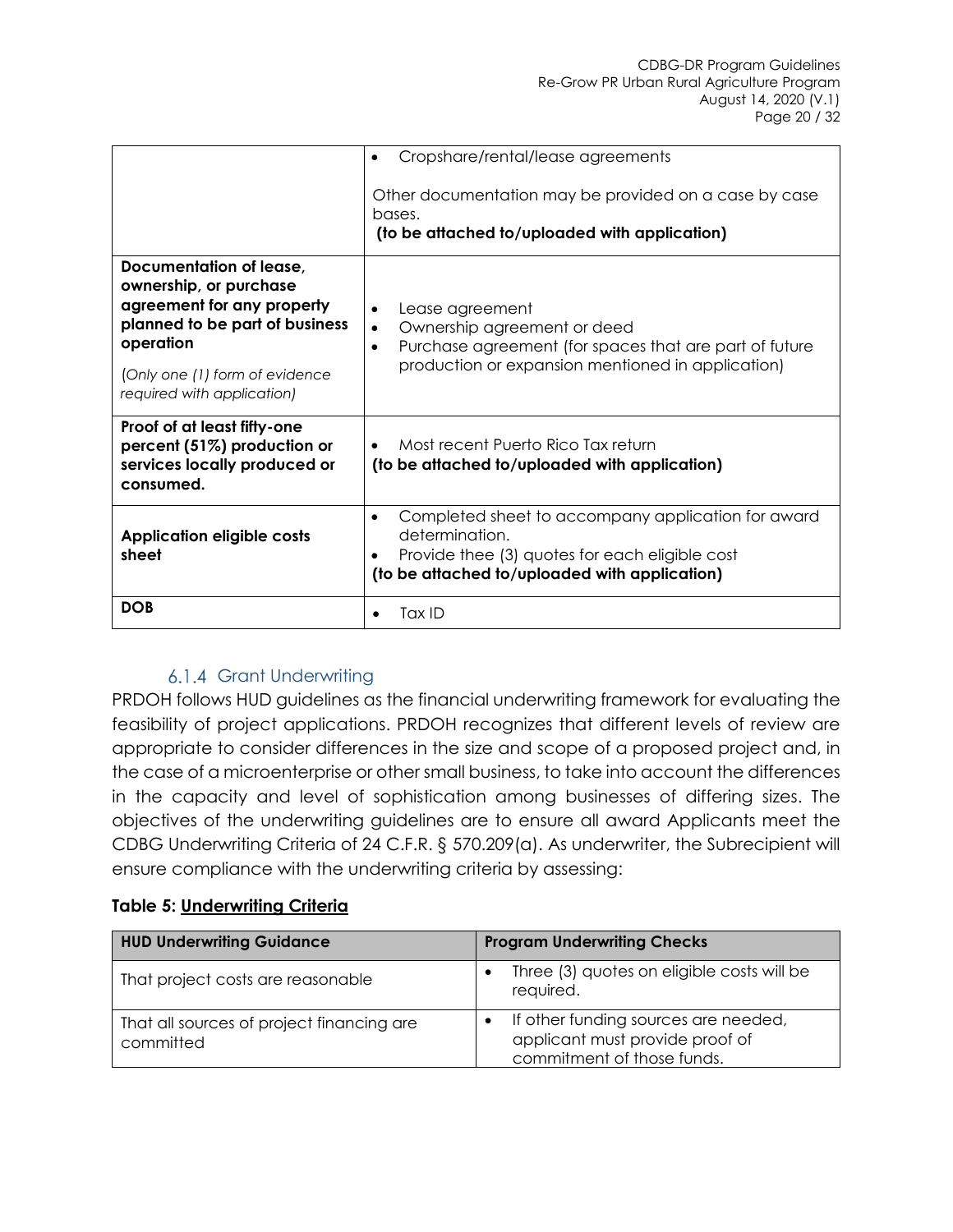| | |
|---|---|
| | • Cropshare/rental/lease agreements<br><br>Other documentation may be provided on a case by case bases.<br>**(to be attached to/uploaded with application)** |
| **Documentation of lease, ownership, or purchase agreement for any property planned to be part of business operation**<br><br>*(Only one (1) form of evidence required with application)* | • Lease agreement<br>• Ownership agreement or deed<br>• Purchase agreement (for spaces that are part of future production or expansion mentioned in application) |
| **Proof of at least fifty-one percent (51%) production or services locally produced or consumed.** | • Most recent Puerto Rico Tax return<br>**(to be attached to/uploaded with application)** |
| **Application eligible costs sheet** | • Completed sheet to accompany application for award determination.<br>• Provide thee (3) quotes for each eligible cost<br>**(to be attached to/uploaded with application)** |
| **DOB** | • Tax ID |

### 6.1.4 Grant Underwriting

PRDOH follows HUD guidelines as the financial underwriting framework for evaluating the feasibility of project applications. PRDOH recognizes that different levels of review are appropriate to consider differences in the size and scope of a proposed project and, in the case of a microenterprise or other small business, to take into account the differences in the capacity and level of sophistication among businesses of differing sizes. The objectives of the underwriting guidelines are to ensure all award Applicants meet the CDBG Underwriting Criteria of 24 C.F.R. § 570.209(a). As underwriter, the Subrecipient will ensure compliance with the underwriting criteria by assessing:

**Table 5: Underwriting Criteria**

| HUD Underwriting Guidance | Program Underwriting Checks |
|---|---|
| That project costs are reasonable | • Three (3) quotes on eligible costs will be required. |
| That all sources of project financing are committed | • If other funding sources are needed, applicant must provide proof of commitment of those funds. |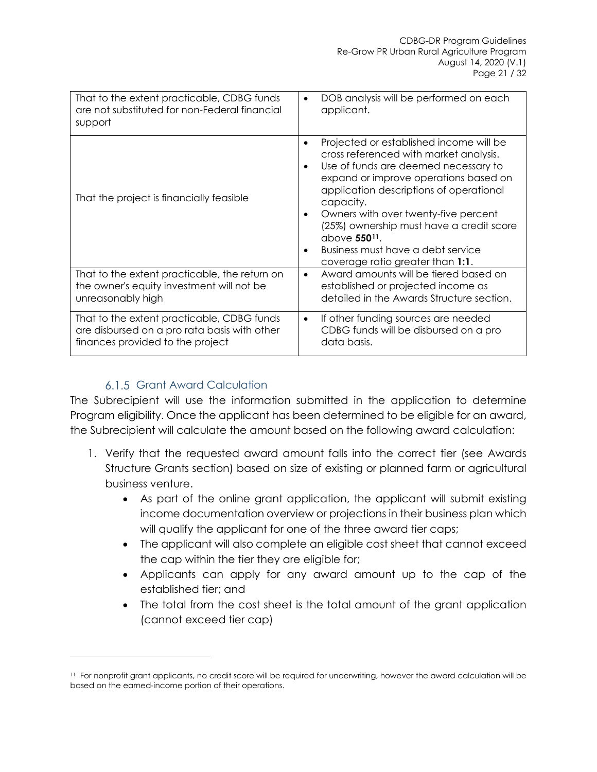| | |
|---|---|
| That to the extent practicable, CDBG funds are not substituted for non-Federal financial support | • DOB analysis will be performed on each applicant. |
| That the project is financially feasible | • Projected or established income will be cross referenced with market analysis. <br> • Use of funds are deemed necessary to expand or improve operations based on application descriptions of operational capacity. <br> • Owners with over twenty-five percent (25%) ownership must have a credit score above **550**[11]. <br> • Business must have a debt service coverage ratio greater than **1:1**. |
| That to the extent practicable, the return on the owner's equity investment will not be unreasonably high | • Award amounts will be tiered based on established or projected income as detailed in the Awards Structure section. |
| That to the extent practicable, CDBG funds are disbursed on a pro rata basis with other finances provided to the project | • If other funding sources are needed CDBG funds will be disbursed on a pro data basis. |

### 6.1.5 Grant Award Calculation

The Subrecipient will use the information submitted in the application to determine Program eligibility. Once the applicant has been determined to be eligible for an award, the Subrecipient will calculate the amount based on the following award calculation:

1. Verify that the requested award amount falls into the correct tier (see Awards Structure Grants section) based on size of existing or planned farm or agricultural business venture.
    - As part of the online grant application, the applicant will submit existing income documentation overview or projections in their business plan which will qualify the applicant for one of the three award tier caps;
    - The applicant will also complete an eligible cost sheet that cannot exceed the cap within the tier they are eligible for;
    - Applicants can apply for any award amount up to the cap of the established tier; and
    - The total from the cost sheet is the total amount of the grant application (cannot exceed tier cap)

---

[11] For nonprofit grant applicants, no credit score will be required for underwriting, however the award calculation will be based on the earned-income portion of their operations.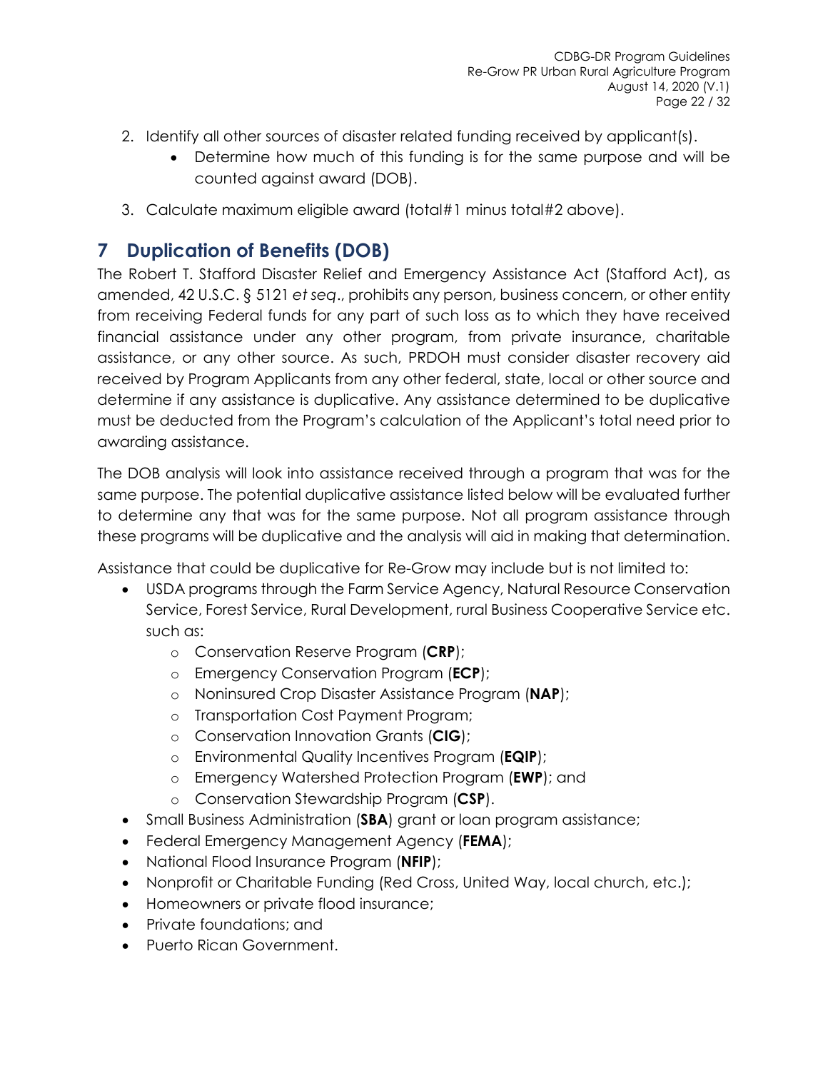2. Identify all other sources of disaster related funding received by applicant(s).
    - Determine how much of this funding is for the same purpose and will be counted against award (DOB).
3. Calculate maximum eligible award (total#1 minus total#2 above).

# 7 Duplication of Benefits (DOB)

The Robert T. Stafford Disaster Relief and Emergency Assistance Act (Stafford Act), as amended, 42 U.S.C. § 5121 *et seq*., prohibits any person, business concern, or other entity from receiving Federal funds for any part of such loss as to which they have received financial assistance under any other program, from private insurance, charitable assistance, or any other source. As such, PRDOH must consider disaster recovery aid received by Program Applicants from any other federal, state, local or other source and determine if any assistance is duplicative. Any assistance determined to be duplicative must be deducted from the Program's calculation of the Applicant's total need prior to awarding assistance.

The DOB analysis will look into assistance received through a program that was for the same purpose. The potential duplicative assistance listed below will be evaluated further to determine any that was for the same purpose. Not all program assistance through these programs will be duplicative and the analysis will aid in making that determination.

Assistance that could be duplicative for Re-Grow may include but is not limited to:

- USDA programs through the Farm Service Agency, Natural Resource Conservation Service, Forest Service, Rural Development, rural Business Cooperative Service etc. such as:
    - Conservation Reserve Program (**CRP**);
    - Emergency Conservation Program (**ECP**);
    - Noninsured Crop Disaster Assistance Program (**NAP**);
    - Transportation Cost Payment Program;
    - Conservation Innovation Grants (**CIG**);
    - Environmental Quality Incentives Program (**EQIP**);
    - Emergency Watershed Protection Program (**EWP**); and
    - Conservation Stewardship Program (**CSP**).
- Small Business Administration (**SBA**) grant or loan program assistance;
- Federal Emergency Management Agency (**FEMA**);
- National Flood Insurance Program (**NFIP**);
- Nonprofit or Charitable Funding (Red Cross, United Way, local church, etc.);
- Homeowners or private flood insurance;
- Private foundations; and
- Puerto Rican Government.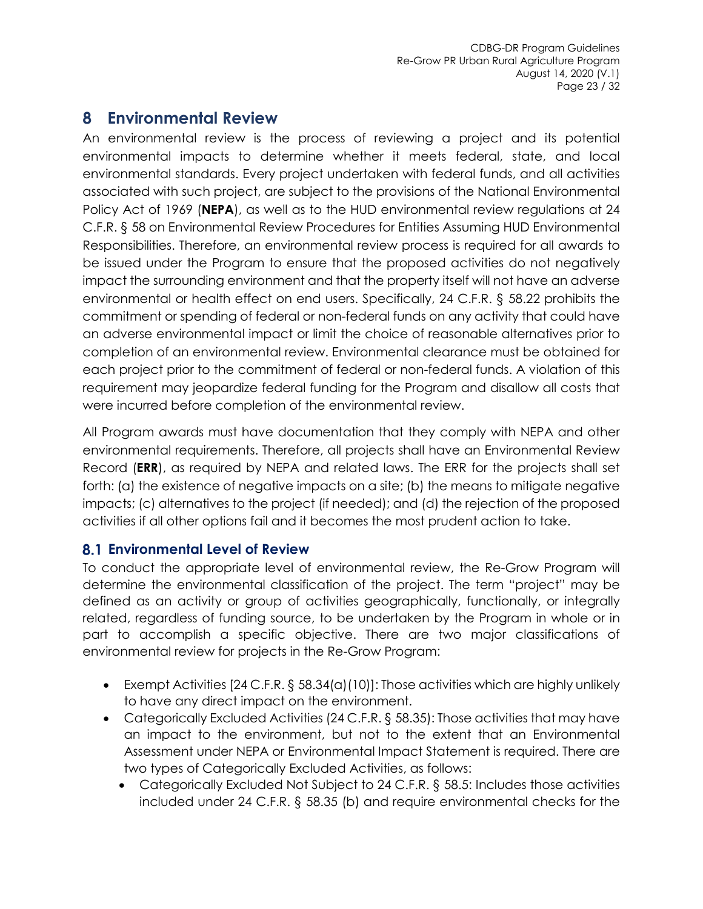# 8 Environmental Review

An environmental review is the process of reviewing a project and its potential environmental impacts to determine whether it meets federal, state, and local environmental standards. Every project undertaken with federal funds, and all activities associated with such project, are subject to the provisions of the National Environmental Policy Act of 1969 (**NEPA**), as well as to the HUD environmental review regulations at 24 C.F.R. § 58 on Environmental Review Procedures for Entities Assuming HUD Environmental Responsibilities. Therefore, an environmental review process is required for all awards to be issued under the Program to ensure that the proposed activities do not negatively impact the surrounding environment and that the property itself will not have an adverse environmental or health effect on end users. Specifically, 24 C.F.R. § 58.22 prohibits the commitment or spending of federal or non-federal funds on any activity that could have an adverse environmental impact or limit the choice of reasonable alternatives prior to completion of an environmental review. Environmental clearance must be obtained for each project prior to the commitment of federal or non-federal funds. A violation of this requirement may jeopardize federal funding for the Program and disallow all costs that were incurred before completion of the environmental review.

All Program awards must have documentation that they comply with NEPA and other environmental requirements. Therefore, all projects shall have an Environmental Review Record (**ERR**), as required by NEPA and related laws. The ERR for the projects shall set forth: (a) the existence of negative impacts on a site; (b) the means to mitigate negative impacts; (c) alternatives to the project (if needed); and (d) the rejection of the proposed activities if all other options fail and it becomes the most prudent action to take.

## 8.1 Environmental Level of Review

To conduct the appropriate level of environmental review, the Re-Grow Program will determine the environmental classification of the project. The term "project" may be defined as an activity or group of activities geographically, functionally, or integrally related, regardless of funding source, to be undertaken by the Program in whole or in part to accomplish a specific objective. There are two major classifications of environmental review for projects in the Re-Grow Program:

- Exempt Activities [24 C.F.R. § 58.34(a)(10)]: Those activities which are highly unlikely to have any direct impact on the environment.
- Categorically Excluded Activities (24 C.F.R. § 58.35): Those activities that may have an impact to the environment, but not to the extent that an Environmental Assessment under NEPA or Environmental Impact Statement is required. There are two types of Categorically Excluded Activities, as follows:
  - Categorically Excluded Not Subject to 24 C.F.R. § 58.5: Includes those activities included under 24 C.F.R. § 58.35 (b) and require environmental checks for the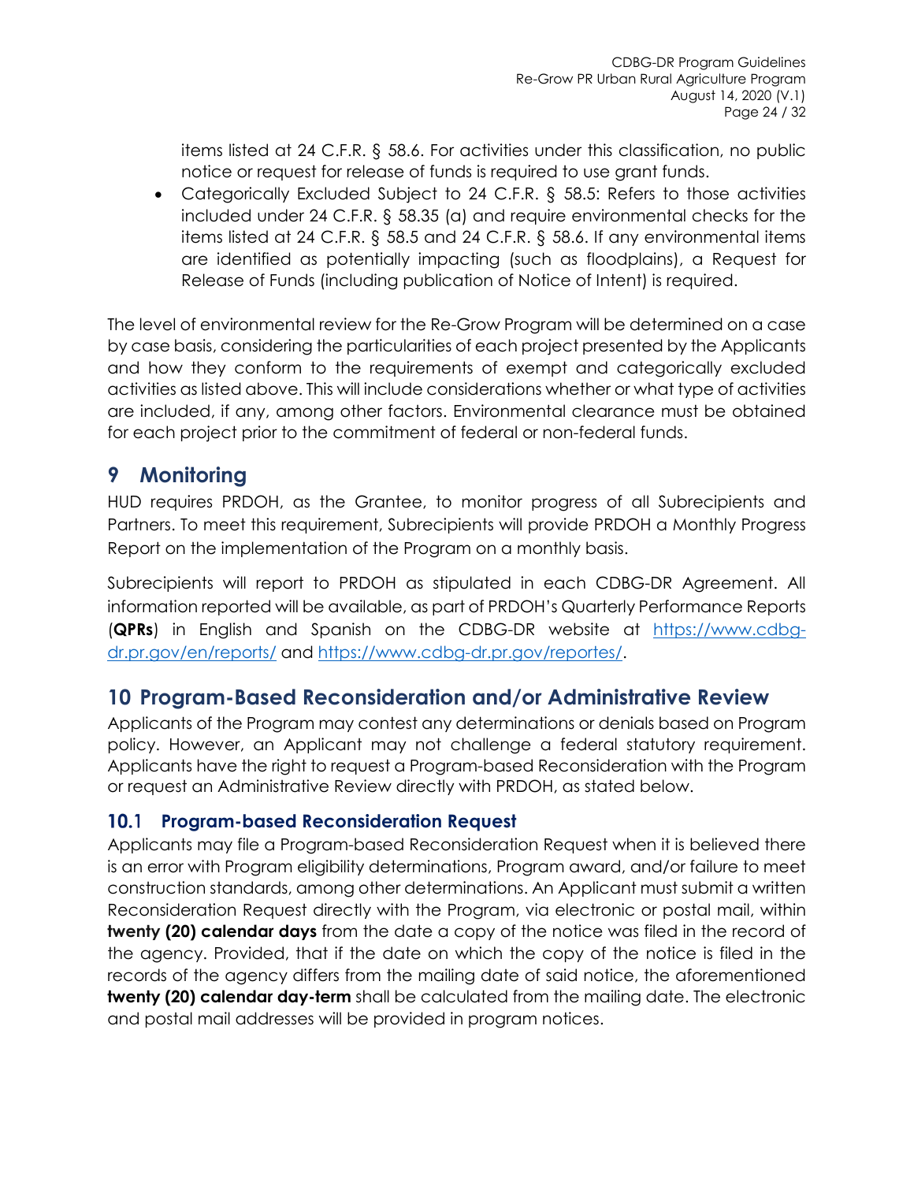items listed at 24 C.F.R. § 58.6. For activities under this classification, no public notice or request for release of funds is required to use grant funds.

- Categorically Excluded Subject to 24 C.F.R. § 58.5: Refers to those activities included under 24 C.F.R. § 58.35 (a) and require environmental checks for the items listed at 24 C.F.R. § 58.5 and 24 C.F.R. § 58.6. If any environmental items are identified as potentially impacting (such as floodplains), a Request for Release of Funds (including publication of Notice of Intent) is required.

The level of environmental review for the Re-Grow Program will be determined on a case by case basis, considering the particularities of each project presented by the Applicants and how they conform to the requirements of exempt and categorically excluded activities as listed above. This will include considerations whether or what type of activities are included, if any, among other factors. Environmental clearance must be obtained for each project prior to the commitment of federal or non-federal funds.

# 9 Monitoring

HUD requires PRDOH, as the Grantee, to monitor progress of all Subrecipients and Partners. To meet this requirement, Subrecipients will provide PRDOH a Monthly Progress Report on the implementation of the Program on a monthly basis.

Subrecipients will report to PRDOH as stipulated in each CDBG-DR Agreement. All information reported will be available, as part of PRDOH's Quarterly Performance Reports (**QPRs**) in English and Spanish on the CDBG-DR website at https://www.cdbg-dr.pr.gov/en/reports/ and https://www.cdbg-dr.pr.gov/reportes/.

# 10 Program-Based Reconsideration and/or Administrative Review

Applicants of the Program may contest any determinations or denials based on Program policy. However, an Applicant may not challenge a federal statutory requirement. Applicants have the right to request a Program-based Reconsideration with the Program or request an Administrative Review directly with PRDOH, as stated below.

## 10.1 Program-based Reconsideration Request

Applicants may file a Program-based Reconsideration Request when it is believed there is an error with Program eligibility determinations, Program award, and/or failure to meet construction standards, among other determinations. An Applicant must submit a written Reconsideration Request directly with the Program, via electronic or postal mail, within **twenty (20) calendar days** from the date a copy of the notice was filed in the record of the agency. Provided, that if the date on which the copy of the notice is filed in the records of the agency differs from the mailing date of said notice, the aforementioned **twenty (20) calendar day-term** shall be calculated from the mailing date. The electronic and postal mail addresses will be provided in program notices.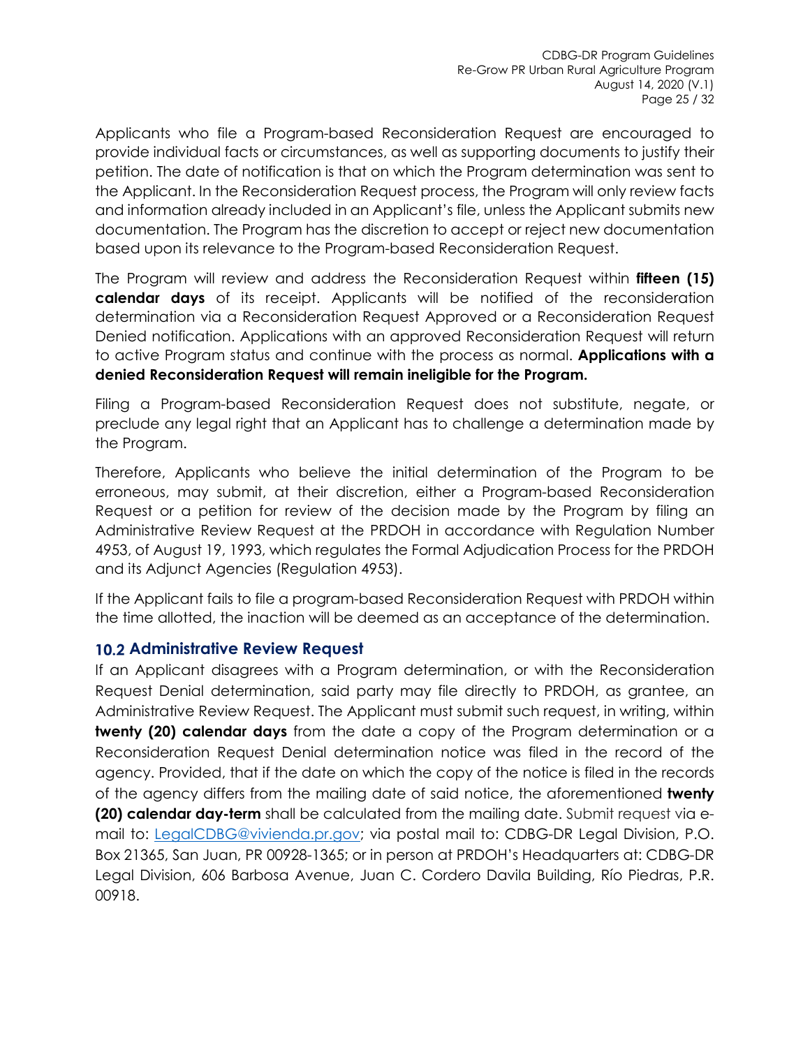Applicants who file a Program-based Reconsideration Request are encouraged to provide individual facts or circumstances, as well as supporting documents to justify their petition. The date of notification is that on which the Program determination was sent to the Applicant. In the Reconsideration Request process, the Program will only review facts and information already included in an Applicant's file, unless the Applicant submits new documentation. The Program has the discretion to accept or reject new documentation based upon its relevance to the Program-based Reconsideration Request.

The Program will review and address the Reconsideration Request within **fifteen (15) calendar days** of its receipt. Applicants will be notified of the reconsideration determination via a Reconsideration Request Approved or a Reconsideration Request Denied notification. Applications with an approved Reconsideration Request will return to active Program status and continue with the process as normal. **Applications with a denied Reconsideration Request will remain ineligible for the Program.**

Filing a Program-based Reconsideration Request does not substitute, negate, or preclude any legal right that an Applicant has to challenge a determination made by the Program.

Therefore, Applicants who believe the initial determination of the Program to be erroneous, may submit, at their discretion, either a Program-based Reconsideration Request or a petition for review of the decision made by the Program by filing an Administrative Review Request at the PRDOH in accordance with Regulation Number 4953, of August 19, 1993, which regulates the Formal Adjudication Process for the PRDOH and its Adjunct Agencies (Regulation 4953).

If the Applicant fails to file a program-based Reconsideration Request with PRDOH within the time allotted, the inaction will be deemed as an acceptance of the determination.

## 10.2 Administrative Review Request

If an Applicant disagrees with a Program determination, or with the Reconsideration Request Denial determination, said party may file directly to PRDOH, as grantee, an Administrative Review Request. The Applicant must submit such request, in writing, within **twenty (20) calendar days** from the date a copy of the Program determination or a Reconsideration Request Denial determination notice was filed in the record of the agency. Provided, that if the date on which the copy of the notice is filed in the records of the agency differs from the mailing date of said notice, the aforementioned **twenty (20) calendar day-term** shall be calculated from the mailing date. Submit request via e-mail to: LegalCDBG@vivienda.pr.gov; via postal mail to: CDBG-DR Legal Division, P.O. Box 21365, San Juan, PR 00928-1365; or in person at PRDOH's Headquarters at: CDBG-DR Legal Division, 606 Barbosa Avenue, Juan C. Cordero Davila Building, Río Piedras, P.R. 00918.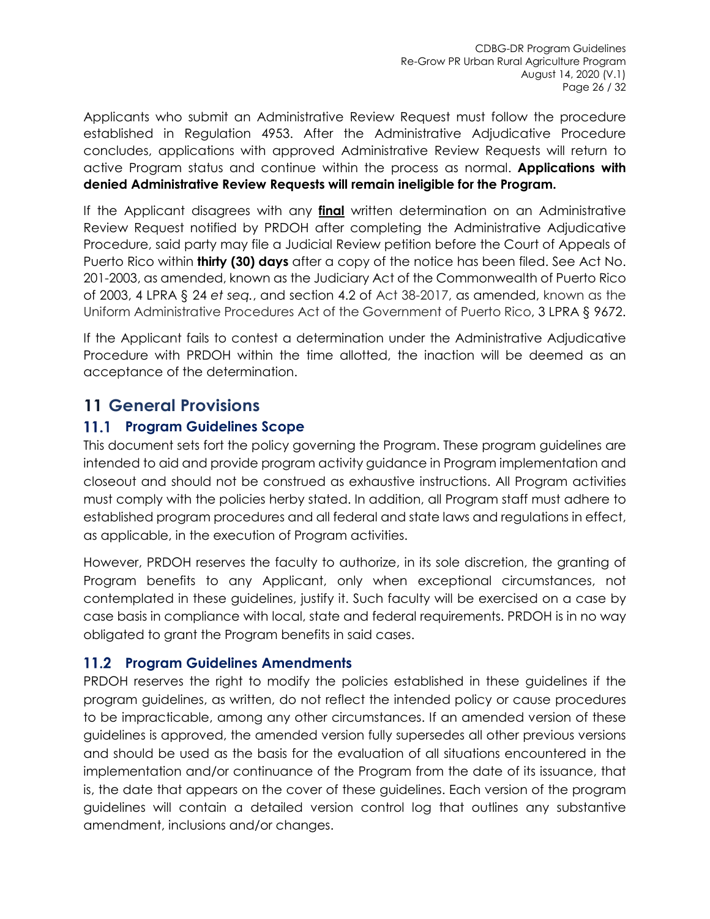Applicants who submit an Administrative Review Request must follow the procedure established in Regulation 4953. After the Administrative Adjudicative Procedure concludes, applications with approved Administrative Review Requests will return to active Program status and continue within the process as normal. **Applications with denied Administrative Review Requests will remain ineligible for the Program.**

If the Applicant disagrees with any **final** written determination on an Administrative Review Request notified by PRDOH after completing the Administrative Adjudicative Procedure, said party may file a Judicial Review petition before the Court of Appeals of Puerto Rico within **thirty (30) days** after a copy of the notice has been filed. See Act No. 201-2003, as amended, known as the Judiciary Act of the Commonwealth of Puerto Rico of 2003, 4 LPRA § 24 *et seq.*, and section 4.2 of Act 38-2017, as amended, known as the Uniform Administrative Procedures Act of the Government of Puerto Rico, 3 LPRA § 9672.

If the Applicant fails to contest a determination under the Administrative Adjudicative Procedure with PRDOH within the time allotted, the inaction will be deemed as an acceptance of the determination.

# 11 General Provisions

## 11.1 Program Guidelines Scope

This document sets fort the policy governing the Program. These program guidelines are intended to aid and provide program activity guidance in Program implementation and closeout and should not be construed as exhaustive instructions. All Program activities must comply with the policies herby stated. In addition, all Program staff must adhere to established program procedures and all federal and state laws and regulations in effect, as applicable, in the execution of Program activities.

However, PRDOH reserves the faculty to authorize, in its sole discretion, the granting of Program benefits to any Applicant, only when exceptional circumstances, not contemplated in these guidelines, justify it. Such faculty will be exercised on a case by case basis in compliance with local, state and federal requirements. PRDOH is in no way obligated to grant the Program benefits in said cases.

## 11.2 Program Guidelines Amendments

PRDOH reserves the right to modify the policies established in these guidelines if the program guidelines, as written, do not reflect the intended policy or cause procedures to be impracticable, among any other circumstances. If an amended version of these guidelines is approved, the amended version fully supersedes all other previous versions and should be used as the basis for the evaluation of all situations encountered in the implementation and/or continuance of the Program from the date of its issuance, that is, the date that appears on the cover of these guidelines. Each version of the program guidelines will contain a detailed version control log that outlines any substantive amendment, inclusions and/or changes.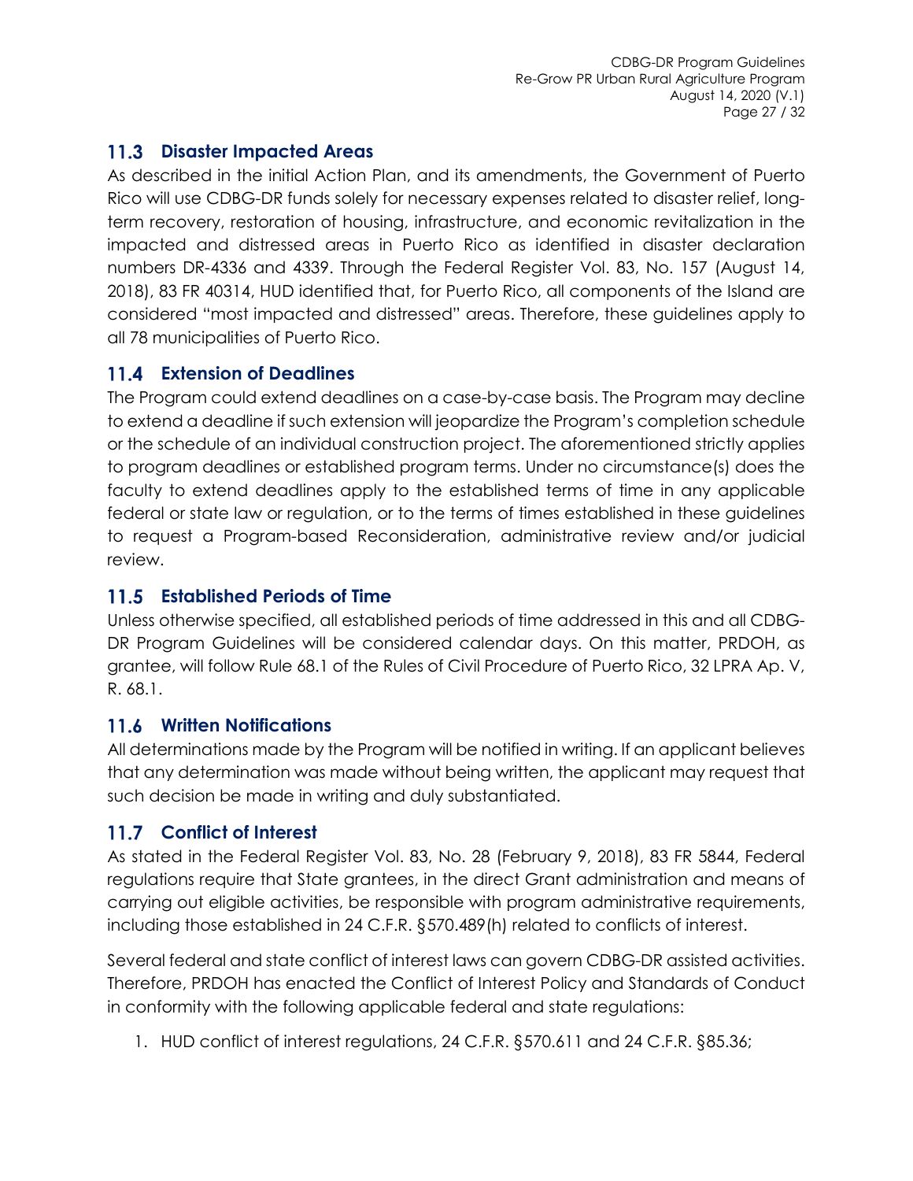## 11.3 Disaster Impacted Areas

As described in the initial Action Plan, and its amendments, the Government of Puerto Rico will use CDBG-DR funds solely for necessary expenses related to disaster relief, long-term recovery, restoration of housing, infrastructure, and economic revitalization in the impacted and distressed areas in Puerto Rico as identified in disaster declaration numbers DR-4336 and 4339. Through the Federal Register Vol. 83, No. 157 (August 14, 2018), 83 FR 40314, HUD identified that, for Puerto Rico, all components of the Island are considered "most impacted and distressed" areas. Therefore, these guidelines apply to all 78 municipalities of Puerto Rico.

## 11.4 Extension of Deadlines

The Program could extend deadlines on a case-by-case basis. The Program may decline to extend a deadline if such extension will jeopardize the Program's completion schedule or the schedule of an individual construction project. The aforementioned strictly applies to program deadlines or established program terms. Under no circumstance(s) does the faculty to extend deadlines apply to the established terms of time in any applicable federal or state law or regulation, or to the terms of times established in these guidelines to request a Program-based Reconsideration, administrative review and/or judicial review.

## 11.5 Established Periods of Time

Unless otherwise specified, all established periods of time addressed in this and all CDBG-DR Program Guidelines will be considered calendar days. On this matter, PRDOH, as grantee, will follow Rule 68.1 of the Rules of Civil Procedure of Puerto Rico, 32 LPRA Ap. V, R. 68.1.

## 11.6 Written Notifications

All determinations made by the Program will be notified in writing. If an applicant believes that any determination was made without being written, the applicant may request that such decision be made in writing and duly substantiated.

## 11.7 Conflict of Interest

As stated in the Federal Register Vol. 83, No. 28 (February 9, 2018), 83 FR 5844, Federal regulations require that State grantees, in the direct Grant administration and means of carrying out eligible activities, be responsible with program administrative requirements, including those established in 24 C.F.R. §570.489(h) related to conflicts of interest.

Several federal and state conflict of interest laws can govern CDBG-DR assisted activities. Therefore, PRDOH has enacted the Conflict of Interest Policy and Standards of Conduct in conformity with the following applicable federal and state regulations:

1. HUD conflict of interest regulations, 24 C.F.R. §570.611 and 24 C.F.R. §85.36;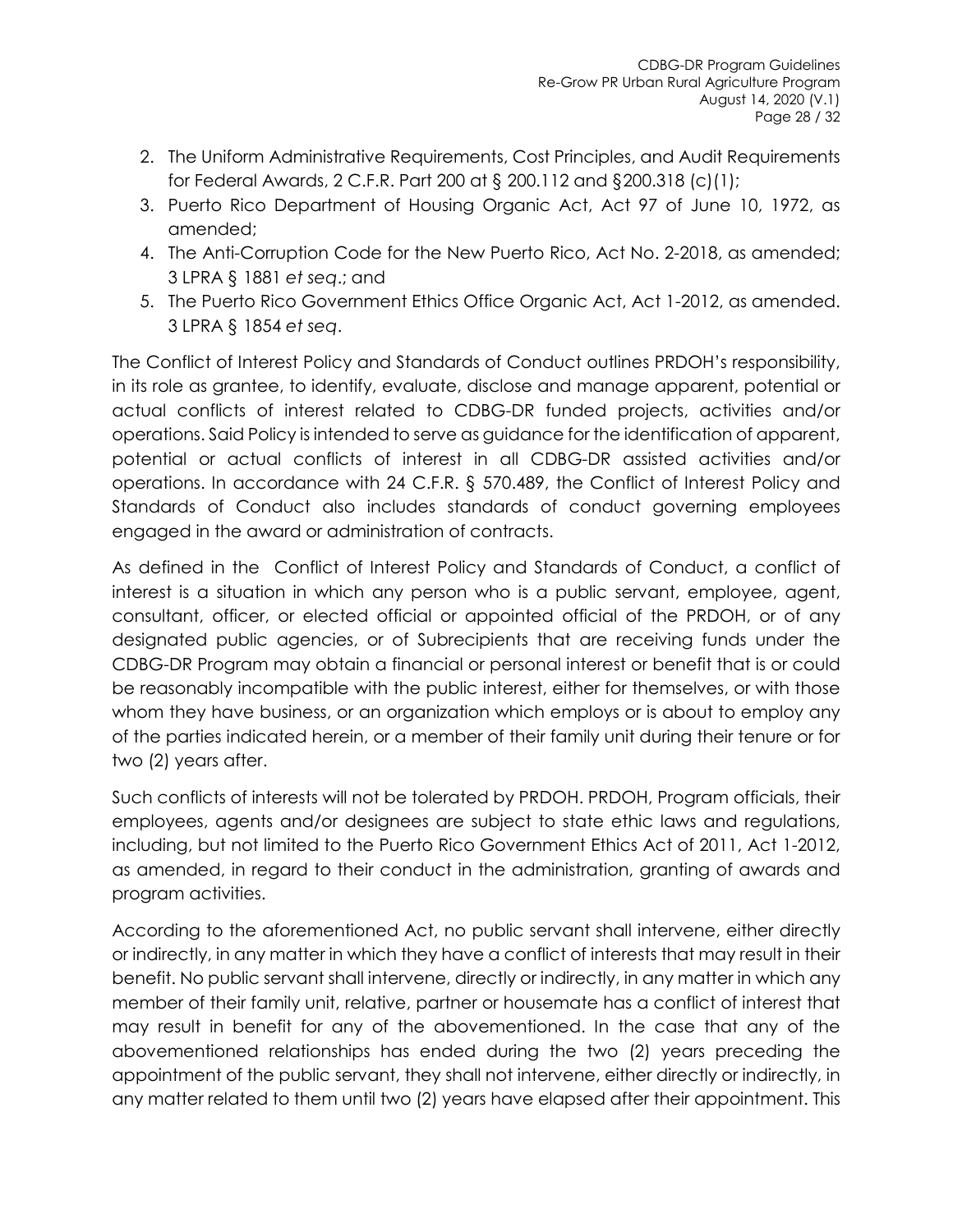2. The Uniform Administrative Requirements, Cost Principles, and Audit Requirements for Federal Awards, 2 C.F.R. Part 200 at § 200.112 and §200.318 (c)(1);
3. Puerto Rico Department of Housing Organic Act, Act 97 of June 10, 1972, as amended;
4. The Anti-Corruption Code for the New Puerto Rico, Act No. 2-2018, as amended; 3 LPRA § 1881 *et seq*.; and
5. The Puerto Rico Government Ethics Office Organic Act, Act 1-2012, as amended. 3 LPRA § 1854 *et seq*.

The Conflict of Interest Policy and Standards of Conduct outlines PRDOH's responsibility, in its role as grantee, to identify, evaluate, disclose and manage apparent, potential or actual conflicts of interest related to CDBG-DR funded projects, activities and/or operations. Said Policy is intended to serve as guidance for the identification of apparent, potential or actual conflicts of interest in all CDBG-DR assisted activities and/or operations. In accordance with 24 C.F.R. § 570.489, the Conflict of Interest Policy and Standards of Conduct also includes standards of conduct governing employees engaged in the award or administration of contracts.

As defined in the Conflict of Interest Policy and Standards of Conduct, a conflict of interest is a situation in which any person who is a public servant, employee, agent, consultant, officer, or elected official or appointed official of the PRDOH, or of any designated public agencies, or of Subrecipients that are receiving funds under the CDBG-DR Program may obtain a financial or personal interest or benefit that is or could be reasonably incompatible with the public interest, either for themselves, or with those whom they have business, or an organization which employs or is about to employ any of the parties indicated herein, or a member of their family unit during their tenure or for two (2) years after.

Such conflicts of interests will not be tolerated by PRDOH. PRDOH, Program officials, their employees, agents and/or designees are subject to state ethic laws and regulations, including, but not limited to the Puerto Rico Government Ethics Act of 2011, Act 1-2012, as amended, in regard to their conduct in the administration, granting of awards and program activities.

According to the aforementioned Act, no public servant shall intervene, either directly or indirectly, in any matter in which they have a conflict of interests that may result in their benefit. No public servant shall intervene, directly or indirectly, in any matter in which any member of their family unit, relative, partner or housemate has a conflict of interest that may result in benefit for any of the abovementioned. In the case that any of the abovementioned relationships has ended during the two (2) years preceding the appointment of the public servant, they shall not intervene, either directly or indirectly, in any matter related to them until two (2) years have elapsed after their appointment. This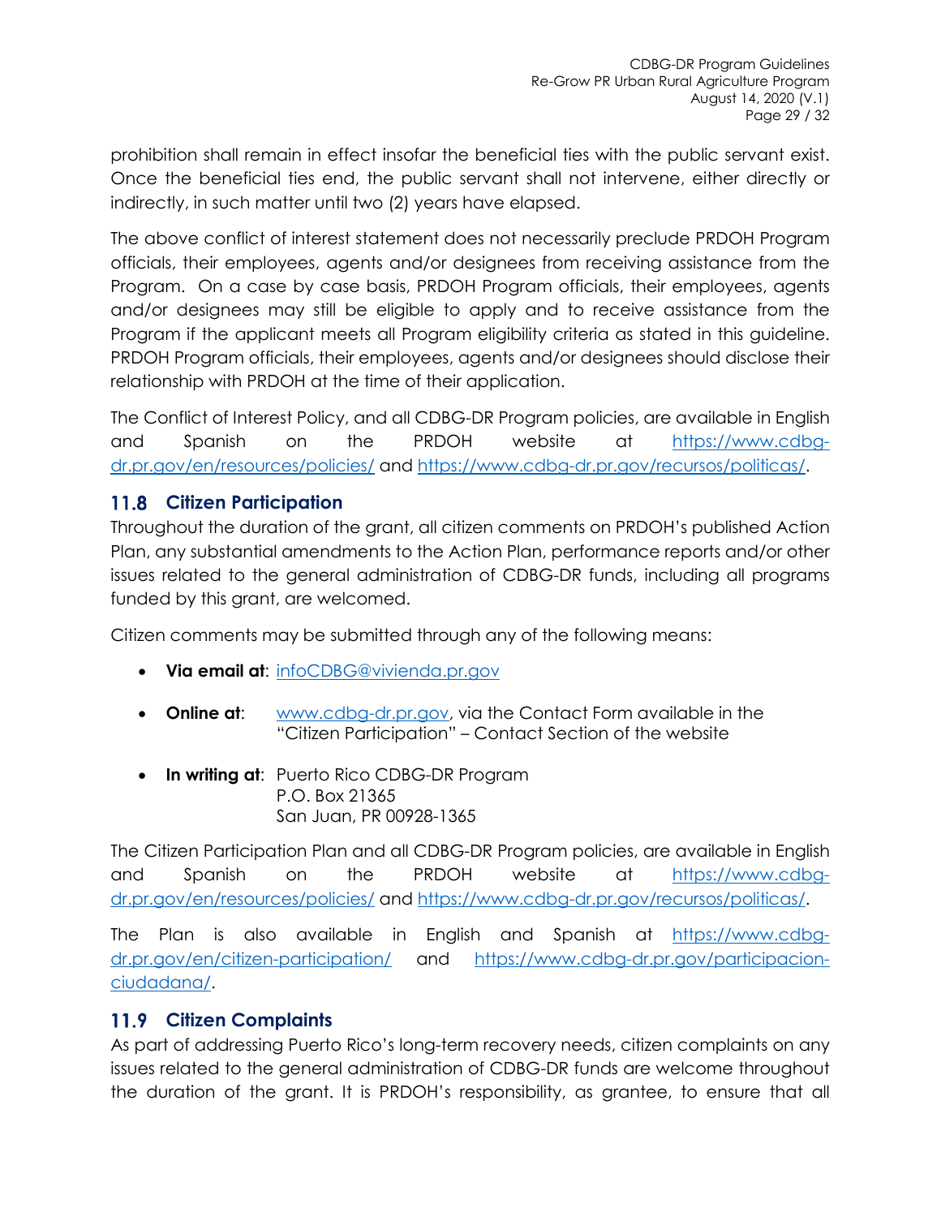prohibition shall remain in effect insofar the beneficial ties with the public servant exist. Once the beneficial ties end, the public servant shall not intervene, either directly or indirectly, in such matter until two (2) years have elapsed.

The above conflict of interest statement does not necessarily preclude PRDOH Program officials, their employees, agents and/or designees from receiving assistance from the Program. On a case by case basis, PRDOH Program officials, their employees, agents and/or designees may still be eligible to apply and to receive assistance from the Program if the applicant meets all Program eligibility criteria as stated in this guideline. PRDOH Program officials, their employees, agents and/or designees should disclose their relationship with PRDOH at the time of their application.

The Conflict of Interest Policy, and all CDBG-DR Program policies, are available in English and Spanish on the PRDOH website at [https://www.cdbg-dr.pr.gov/en/resources/policies/](https://www.cdbg-dr.pr.gov/en/resources/policies/) and [https://www.cdbg-dr.pr.gov/recursos/politicas/](https://www.cdbg-dr.pr.gov/recursos/politicas/).

## 11.8 Citizen Participation

Throughout the duration of the grant, all citizen comments on PRDOH's published Action Plan, any substantial amendments to the Action Plan, performance reports and/or other issues related to the general administration of CDBG-DR funds, including all programs funded by this grant, are welcomed.

Citizen comments may be submitted through any of the following means:

- **Via email at**: [infoCDBG@vivienda.pr.gov](mailto:infoCDBG@vivienda.pr.gov)
- **Online at**: [www.cdbg-dr.pr.gov](http://www.cdbg-dr.pr.gov), via the Contact Form available in the "Citizen Participation" – Contact Section of the website
- **In writing at**: Puerto Rico CDBG-DR Program
  P.O. Box 21365
  San Juan, PR 00928-1365

The Citizen Participation Plan and all CDBG-DR Program policies, are available in English and Spanish on the PRDOH website at [https://www.cdbg-dr.pr.gov/en/resources/policies/](https://www.cdbg-dr.pr.gov/en/resources/policies/) and [https://www.cdbg-dr.pr.gov/recursos/politicas/](https://www.cdbg-dr.pr.gov/recursos/politicas/).

The Plan is also available in English and Spanish at [https://www.cdbg-dr.pr.gov/en/citizen-participation/](https://www.cdbg-dr.pr.gov/en/citizen-participation/) and [https://www.cdbg-dr.pr.gov/participacion-ciudadana/](https://www.cdbg-dr.pr.gov/participacion-ciudadana/).

## 11.9 Citizen Complaints

As part of addressing Puerto Rico's long-term recovery needs, citizen complaints on any issues related to the general administration of CDBG-DR funds are welcome throughout the duration of the grant. It is PRDOH's responsibility, as grantee, to ensure that all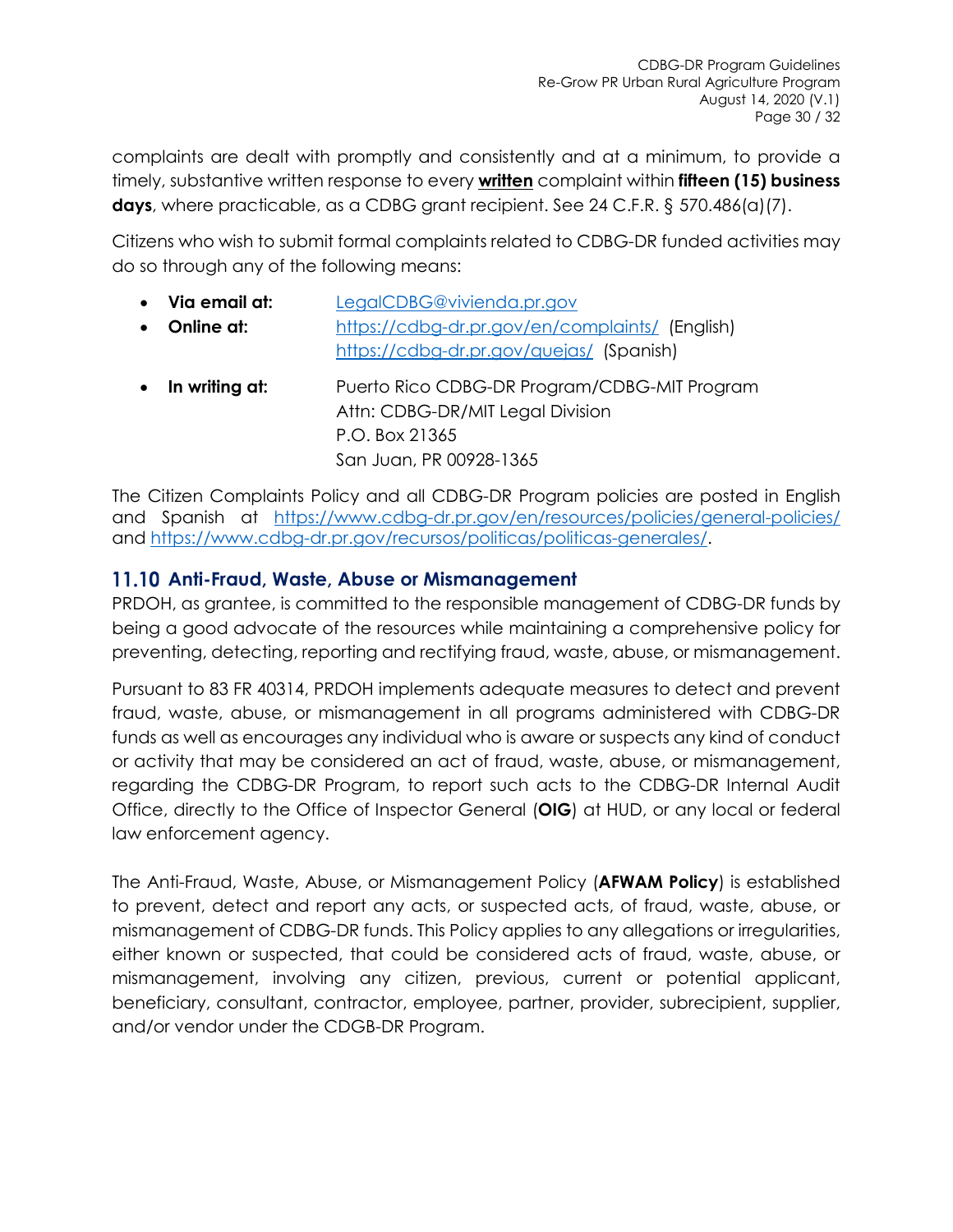complaints are dealt with promptly and consistently and at a minimum, to provide a timely, substantive written response to every **written** complaint within **fifteen (15) business days**, where practicable, as a CDBG grant recipient. See 24 C.F.R. § 570.486(a)(7).

Citizens who wish to submit formal complaints related to CDBG-DR funded activities may do so through any of the following means:

- **Via email at:** LegalCDBG@vivienda.pr.gov
- **Online at:** https://cdbg-dr.pr.gov/en/complaints/ (English)
  https://cdbg-dr.pr.gov/quejas/ (Spanish)
- **In writing at:** Puerto Rico CDBG-DR Program/CDBG-MIT Program
  Attn: CDBG-DR/MIT Legal Division
  P.O. Box 21365
  San Juan, PR 00928-1365

The Citizen Complaints Policy and all CDBG-DR Program policies are posted in English and Spanish at https://www.cdbg-dr.pr.gov/en/resources/policies/general-policies/ and https://www.cdbg-dr.pr.gov/recursos/politicas/politicas-generales/.

## 11.10 Anti-Fraud, Waste, Abuse or Mismanagement

PRDOH, as grantee, is committed to the responsible management of CDBG-DR funds by being a good advocate of the resources while maintaining a comprehensive policy for preventing, detecting, reporting and rectifying fraud, waste, abuse, or mismanagement.

Pursuant to 83 FR 40314, PRDOH implements adequate measures to detect and prevent fraud, waste, abuse, or mismanagement in all programs administered with CDBG-DR funds as well as encourages any individual who is aware or suspects any kind of conduct or activity that may be considered an act of fraud, waste, abuse, or mismanagement, regarding the CDBG-DR Program, to report such acts to the CDBG-DR Internal Audit Office, directly to the Office of Inspector General (**OIG**) at HUD, or any local or federal law enforcement agency.

The Anti-Fraud, Waste, Abuse, or Mismanagement Policy (**AFWAM Policy**) is established to prevent, detect and report any acts, or suspected acts, of fraud, waste, abuse, or mismanagement of CDBG-DR funds. This Policy applies to any allegations or irregularities, either known or suspected, that could be considered acts of fraud, waste, abuse, or mismanagement, involving any citizen, previous, current or potential applicant, beneficiary, consultant, contractor, employee, partner, provider, subrecipient, supplier, and/or vendor under the CDGB-DR Program.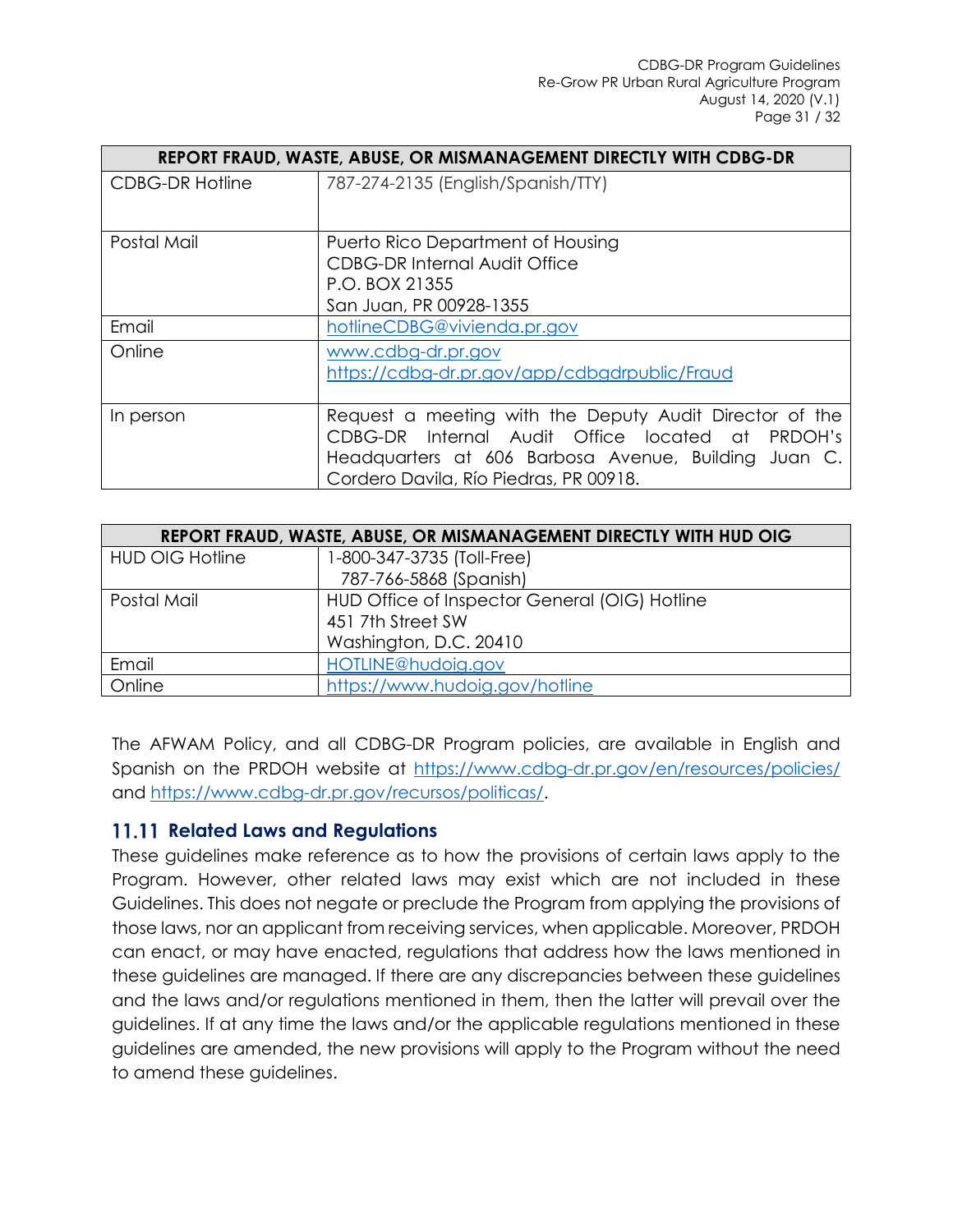| REPORT FRAUD, WASTE, ABUSE, OR MISMANAGEMENT DIRECTLY WITH CDBG-DR | |
|---|---|
| CDBG-DR Hotline | 787-274-2135 (English/Spanish/TTY) |
| Postal Mail | Puerto Rico Department of Housing<br>CDBG-DR Internal Audit Office<br>P.O. BOX 21355<br>San Juan, PR 00928-1355 |
| Email | hotlineCDBG@vivienda.pr.gov |
| Online | www.cdbg-dr.pr.gov<br>https://cdbg-dr.pr.gov/app/cdbgdrpublic/Fraud |
| In person | Request a meeting with the Deputy Audit Director of the CDBG-DR Internal Audit Office located at PRDOH's Headquarters at 606 Barbosa Avenue, Building Juan C. Cordero Davila, Río Piedras, PR 00918. |

| REPORT FRAUD, WASTE, ABUSE, OR MISMANAGEMENT DIRECTLY WITH HUD OIG | |
|---|---|
| HUD OIG Hotline | 1-800-347-3735 (Toll-Free)<br>787-766-5868 (Spanish) |
| Postal Mail | HUD Office of Inspector General (OIG) Hotline<br>451 7th Street SW<br>Washington, D.C. 20410 |
| Email | HOTLINE@hudoig.gov |
| Online | https://www.hudoig.gov/hotline |

The AFWAM Policy, and all CDBG-DR Program policies, are available in English and Spanish on the PRDOH website at https://www.cdbg-dr.pr.gov/en/resources/policies/ and https://www.cdbg-dr.pr.gov/recursos/politicas/.

## 11.11 Related Laws and Regulations

These guidelines make reference as to how the provisions of certain laws apply to the Program. However, other related laws may exist which are not included in these Guidelines. This does not negate or preclude the Program from applying the provisions of those laws, nor an applicant from receiving services, when applicable. Moreover, PRDOH can enact, or may have enacted, regulations that address how the laws mentioned in these guidelines are managed. If there are any discrepancies between these guidelines and the laws and/or regulations mentioned in them, then the latter will prevail over the guidelines. If at any time the laws and/or the applicable regulations mentioned in these guidelines are amended, the new provisions will apply to the Program without the need to amend these guidelines.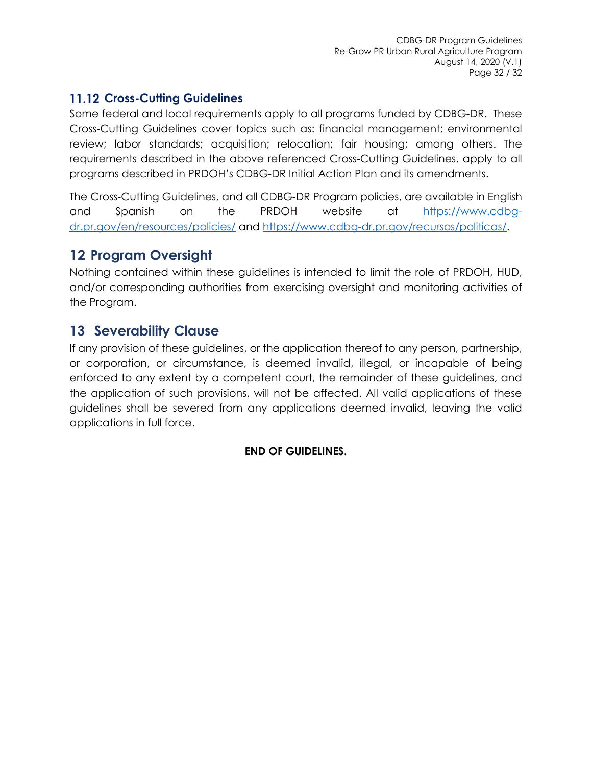### 11.12 Cross-Cutting Guidelines

Some federal and local requirements apply to all programs funded by CDBG-DR. These Cross-Cutting Guidelines cover topics such as: financial management; environmental review; labor standards; acquisition; relocation; fair housing; among others. The requirements described in the above referenced Cross-Cutting Guidelines, apply to all programs described in PRDOH's CDBG-DR Initial Action Plan and its amendments.

The Cross-Cutting Guidelines, and all CDBG-DR Program policies, are available in English and Spanish on the PRDOH website at https://www.cdbg-dr.pr.gov/en/resources/policies/ and https://www.cdbg-dr.pr.gov/recursos/politicas/.

## 12 Program Oversight

Nothing contained within these guidelines is intended to limit the role of PRDOH, HUD, and/or corresponding authorities from exercising oversight and monitoring activities of the Program.

## 13 Severability Clause

If any provision of these guidelines, or the application thereof to any person, partnership, or corporation, or circumstance, is deemed invalid, illegal, or incapable of being enforced to any extent by a competent court, the remainder of these guidelines, and the application of such provisions, will not be affected. All valid applications of these guidelines shall be severed from any applications deemed invalid, leaving the valid applications in full force.

**END OF GUIDELINES.**